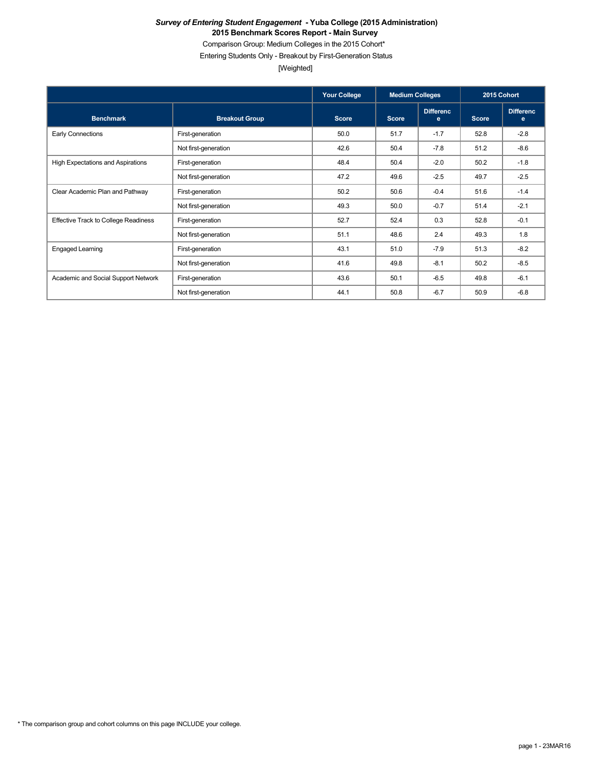***Survey of Entering Student Engagement* - Yuba College (2015 Administration)**

**2015 Benchmark Scores Report - Main Survey**

Comparison Group: Medium Colleges in the 2015 Cohort*

Entering Students Only - Breakout by First-Generation Status

[Weighted]

| | | Your College | Medium Colleges | | 2015 Cohort | |
|---|---|---|---|---|---|---|
| **Benchmark** | **Breakout Group** | **Score** | **Score** | **Difference** | **Score** | **Difference** |
| Early Connections | First-generation | 50.0 | 51.7 | -1.7 | 52.8 | -2.8 |
| | Not first-generation | 42.6 | 50.4 | -7.8 | 51.2 | -8.6 |
| High Expectations and Aspirations | First-generation | 48.4 | 50.4 | -2.0 | 50.2 | -1.8 |
| | Not first-generation | 47.2 | 49.6 | -2.5 | 49.7 | -2.5 |
| Clear Academic Plan and Pathway | First-generation | 50.2 | 50.6 | -0.4 | 51.6 | -1.4 |
| | Not first-generation | 49.3 | 50.0 | -0.7 | 51.4 | -2.1 |
| Effective Track to College Readiness | First-generation | 52.7 | 52.4 | 0.3 | 52.8 | -0.1 |
| | Not first-generation | 51.1 | 48.6 | 2.4 | 49.3 | 1.8 |
| Engaged Learning | First-generation | 43.1 | 51.0 | -7.9 | 51.3 | -8.2 |
| | Not first-generation | 41.6 | 49.8 | -8.1 | 50.2 | -8.5 |
| Academic and Social Support Network | First-generation | 43.6 | 50.1 | -6.5 | 49.8 | -6.1 |
| | Not first-generation | 44.1 | 50.8 | -6.7 | 50.9 | -6.8 |

* The comparison group and cohort columns on this page INCLUDE your college.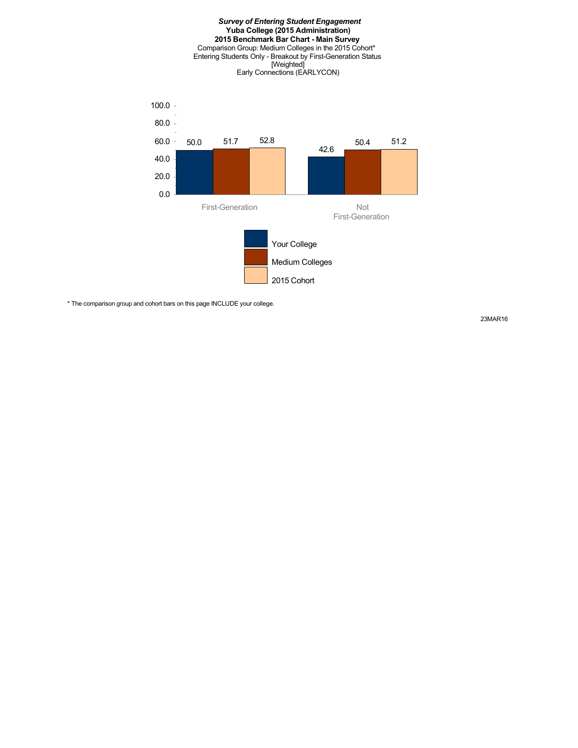***Survey of Entering Student Engagement***
**Yuba College (2015 Administration)**
**2015 Benchmark Bar Chart - Main Survey**
Comparison Group: Medium Colleges in the 2015 Cohort*
Entering Students Only - Breakout by First-Generation Status
[Weighted]
Early Connections (EARLYCON)

| | Your College | Medium Colleges | 2015 Cohort |
|---|---|---|---|
| First-Generation | 50.0 | 51.7 | 52.8 |
| Not First-Generation | 42.6 | 50.4 | 51.2 |

* The comparison group and cohort bars on this page INCLUDE your college.

23MAR16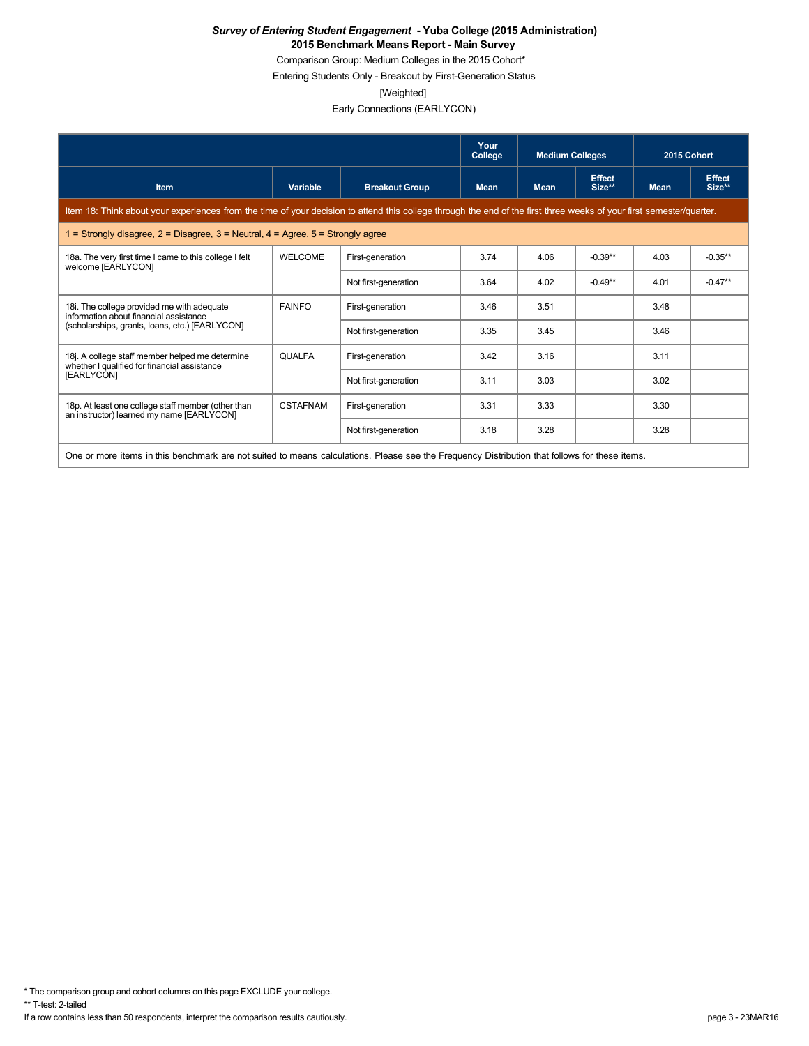***Survey of Entering Student Engagement* - Yuba College (2015 Administration)**

**2015 Benchmark Means Report - Main Survey**

Comparison Group: Medium Colleges in the 2015 Cohort*

Entering Students Only - Breakout by First-Generation Status

[Weighted]

Early Connections (EARLYCON)

| | | | Your College | Medium Colleges | | 2015 Cohort | |
|---|---|---|---|---|---|---|---|
| **Item** | **Variable** | **Breakout Group** | **Mean** | **Mean** | **Effect Size**** | **Mean** | **Effect Size**** |
| Item 18: Think about your experiences from the time of your decision to attend this college through the end of the first three weeks of your first semester/quarter. | | | | | | | |
| 1 = Strongly disagree, 2 = Disagree, 3 = Neutral, 4 = Agree, 5 = Strongly agree | | | | | | | |
| 18a. The very first time I came to this college I felt welcome [EARLYCON] | WELCOME | First-generation | 3.74 | 4.06 | -0.39** | 4.03 | -0.35** |
| | | Not first-generation | 3.64 | 4.02 | -0.49** | 4.01 | -0.47** |
| 18i. The college provided me with adequate information about financial assistance (scholarships, grants, loans, etc.) [EARLYCON] | FAINFO | First-generation | 3.46 | 3.51 | | 3.48 | |
| | | Not first-generation | 3.35 | 3.45 | | 3.46 | |
| 18j. A college staff member helped me determine whether I qualified for financial assistance [EARLYCON] | QUALFA | First-generation | 3.42 | 3.16 | | 3.11 | |
| | | Not first-generation | 3.11 | 3.03 | | 3.02 | |
| 18p. At least one college staff member (other than an instructor) learned my name [EARLYCON] | CSTAFNAM | First-generation | 3.31 | 3.33 | | 3.30 | |
| | | Not first-generation | 3.18 | 3.28 | | 3.28 | |
| One or more items in this benchmark are not suited to means calculations. Please see the Frequency Distribution that follows for these items. | | | | | | | |

* The comparison group and cohort columns on this page EXCLUDE your college.

** T-test: 2-tailed

If a row contains less than 50 respondents, interpret the comparison results cautiously.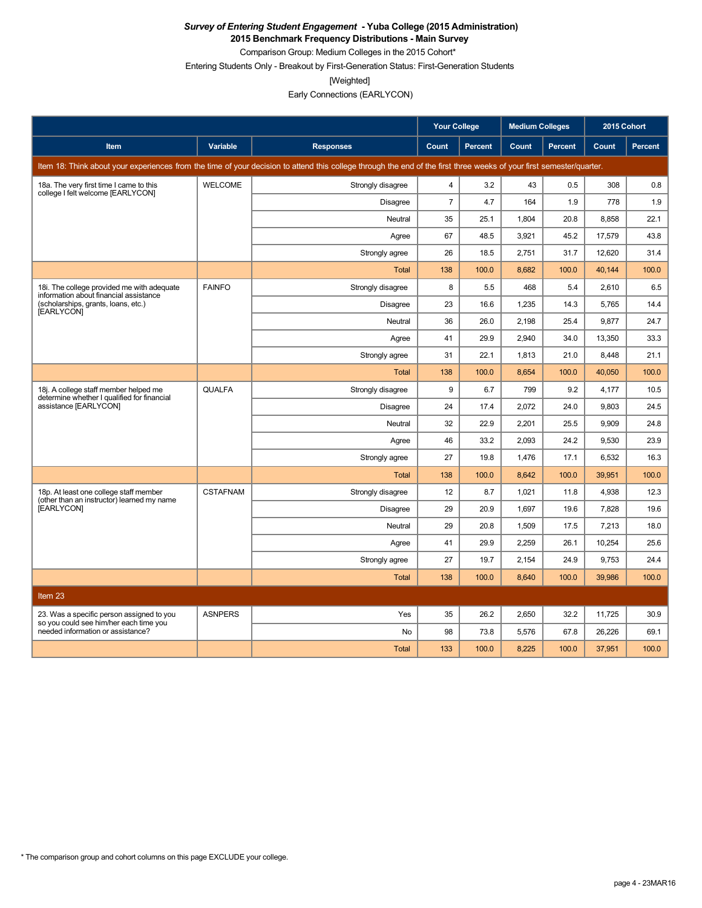***Survey of Entering Student Engagement* - Yuba College (2015 Administration)**
**2015 Benchmark Frequency Distributions - Main Survey**
Comparison Group: Medium Colleges in the 2015 Cohort*
Entering Students Only - Breakout by First-Generation Status: First-Generation Students
[Weighted]
Early Connections (EARLYCON)

| | | | Your College | | Medium Colleges | | 2015 Cohort | |
|---|---|---|---|---|---|---|---|---|
| Item | Variable | Responses | Count | Percent | Count | Percent | Count | Percent |
| Item 18: Think about your experiences from the time of your decision to attend this college through the end of the first three weeks of your first semester/quarter. | | | | | | | | |
| 18a. The very first time I came to this college I felt welcome [EARLYCON] | WELCOME | Strongly disagree | 4 | 3.2 | 43 | 0.5 | 308 | 0.8 |
| | | Disagree | 7 | 4.7 | 164 | 1.9 | 778 | 1.9 |
| | | Neutral | 35 | 25.1 | 1,804 | 20.8 | 8,858 | 22.1 |
| | | Agree | 67 | 48.5 | 3,921 | 45.2 | 17,579 | 43.8 |
| | | Strongly agree | 26 | 18.5 | 2,751 | 31.7 | 12,620 | 31.4 |
| | | Total | 138 | 100.0 | 8,682 | 100.0 | 40,144 | 100.0 |
| 18i. The college provided me with adequate information about financial assistance (scholarships, grants, loans, etc.) [EARLYCON] | FAINFO | Strongly disagree | 8 | 5.5 | 468 | 5.4 | 2,610 | 6.5 |
| | | Disagree | 23 | 16.6 | 1,235 | 14.3 | 5,765 | 14.4 |
| | | Neutral | 36 | 26.0 | 2,198 | 25.4 | 9,877 | 24.7 |
| | | Agree | 41 | 29.9 | 2,940 | 34.0 | 13,350 | 33.3 |
| | | Strongly agree | 31 | 22.1 | 1,813 | 21.0 | 8,448 | 21.1 |
| | | Total | 138 | 100.0 | 8,654 | 100.0 | 40,050 | 100.0 |
| 18j. A college staff member helped me determine whether I qualified for financial assistance [EARLYCON] | QUALFA | Strongly disagree | 9 | 6.7 | 799 | 9.2 | 4,177 | 10.5 |
| | | Disagree | 24 | 17.4 | 2,072 | 24.0 | 9,803 | 24.5 |
| | | Neutral | 32 | 22.9 | 2,201 | 25.5 | 9,909 | 24.8 |
| | | Agree | 46 | 33.2 | 2,093 | 24.2 | 9,530 | 23.9 |
| | | Strongly agree | 27 | 19.8 | 1,476 | 17.1 | 6,532 | 16.3 |
| | | Total | 138 | 100.0 | 8,642 | 100.0 | 39,951 | 100.0 |
| 18p. At least one college staff member (other than an instructor) learned my name [EARLYCON] | CSTAFNAM | Strongly disagree | 12 | 8.7 | 1,021 | 11.8 | 4,938 | 12.3 |
| | | Disagree | 29 | 20.9 | 1,697 | 19.6 | 7,828 | 19.6 |
| | | Neutral | 29 | 20.8 | 1,509 | 17.5 | 7,213 | 18.0 |
| | | Agree | 41 | 29.9 | 2,259 | 26.1 | 10,254 | 25.6 |
| | | Strongly agree | 27 | 19.7 | 2,154 | 24.9 | 9,753 | 24.4 |
| | | Total | 138 | 100.0 | 8,640 | 100.0 | 39,986 | 100.0 |
| Item 23 | | | | | | | | |
| 23. Was a specific person assigned to you so you could see him/her each time you needed information or assistance? | ASNPERS | Yes | 35 | 26.2 | 2,650 | 32.2 | 11,725 | 30.9 |
| | | No | 98 | 73.8 | 5,576 | 67.8 | 26,226 | 69.1 |
| | | Total | 133 | 100.0 | 8,225 | 100.0 | 37,951 | 100.0 |

* The comparison group and cohort columns on this page EXCLUDE your college.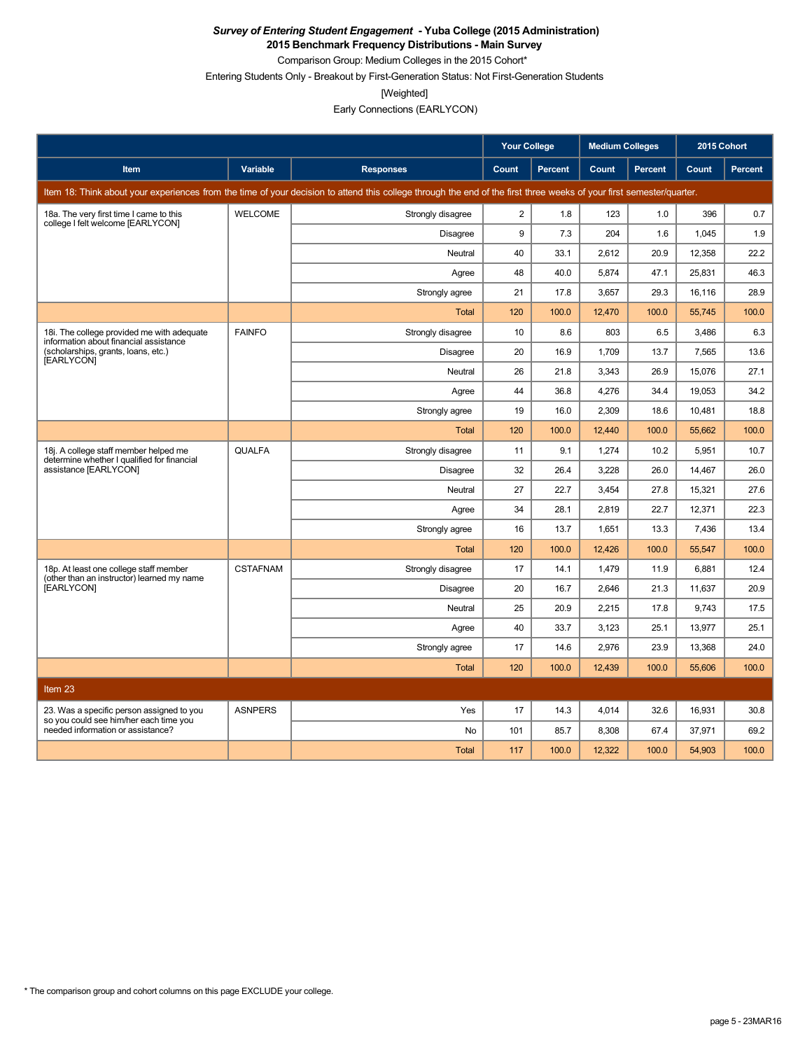***Survey of Entering Student Engagement* - Yuba College (2015 Administration)**
**2015 Benchmark Frequency Distributions - Main Survey**
Comparison Group: Medium Colleges in the 2015 Cohort*
Entering Students Only - Breakout by First-Generation Status: Not First-Generation Students
[Weighted]
Early Connections (EARLYCON)

| | | | Your College | | Medium Colleges | | 2015 Cohort | |
|---|---|---|---|---|---|---|---|---|
| **Item** | **Variable** | **Responses** | **Count** | **Percent** | **Count** | **Percent** | **Count** | **Percent** |
| Item 18: Think about your experiences from the time of your decision to attend this college through the end of the first three weeks of your first semester/quarter. | | | | | | | | |
| 18a. The very first time I came to this college I felt welcome [EARLYCON] | WELCOME | Strongly disagree | 2 | 1.8 | 123 | 1.0 | 396 | 0.7 |
| | | Disagree | 9 | 7.3 | 204 | 1.6 | 1,045 | 1.9 |
| | | Neutral | 40 | 33.1 | 2,612 | 20.9 | 12,358 | 22.2 |
| | | Agree | 48 | 40.0 | 5,874 | 47.1 | 25,831 | 46.3 |
| | | Strongly agree | 21 | 17.8 | 3,657 | 29.3 | 16,116 | 28.9 |
| | | Total | 120 | 100.0 | 12,470 | 100.0 | 55,745 | 100.0 |
| 18i. The college provided me with adequate information about financial assistance (scholarships, grants, loans, etc.) [EARLYCON] | FAINFO | Strongly disagree | 10 | 8.6 | 803 | 6.5 | 3,486 | 6.3 |
| | | Disagree | 20 | 16.9 | 1,709 | 13.7 | 7,565 | 13.6 |
| | | Neutral | 26 | 21.8 | 3,343 | 26.9 | 15,076 | 27.1 |
| | | Agree | 44 | 36.8 | 4,276 | 34.4 | 19,053 | 34.2 |
| | | Strongly agree | 19 | 16.0 | 2,309 | 18.6 | 10,481 | 18.8 |
| | | Total | 120 | 100.0 | 12,440 | 100.0 | 55,662 | 100.0 |
| 18j. A college staff member helped me determine whether I qualified for financial assistance [EARLYCON] | QUALFA | Strongly disagree | 11 | 9.1 | 1,274 | 10.2 | 5,951 | 10.7 |
| | | Disagree | 32 | 26.4 | 3,228 | 26.0 | 14,467 | 26.0 |
| | | Neutral | 27 | 22.7 | 3,454 | 27.8 | 15,321 | 27.6 |
| | | Agree | 34 | 28.1 | 2,819 | 22.7 | 12,371 | 22.3 |
| | | Strongly agree | 16 | 13.7 | 1,651 | 13.3 | 7,436 | 13.4 |
| | | Total | 120 | 100.0 | 12,426 | 100.0 | 55,547 | 100.0 |
| 18p. At least one college staff member (other than an instructor) learned my name [EARLYCON] | CSTAFNAM | Strongly disagree | 17 | 14.1 | 1,479 | 11.9 | 6,881 | 12.4 |
| | | Disagree | 20 | 16.7 | 2,646 | 21.3 | 11,637 | 20.9 |
| | | Neutral | 25 | 20.9 | 2,215 | 17.8 | 9,743 | 17.5 |
| | | Agree | 40 | 33.7 | 3,123 | 25.1 | 13,977 | 25.1 |
| | | Strongly agree | 17 | 14.6 | 2,976 | 23.9 | 13,368 | 24.0 |
| | | Total | 120 | 100.0 | 12,439 | 100.0 | 55,606 | 100.0 |
| Item 23 | | | | | | | | |
| 23. Was a specific person assigned to you so you could see him/her each time you needed information or assistance? | ASNPERS | Yes | 17 | 14.3 | 4,014 | 32.6 | 16,931 | 30.8 |
| | | No | 101 | 85.7 | 8,308 | 67.4 | 37,971 | 69.2 |
| | | Total | 117 | 100.0 | 12,322 | 100.0 | 54,903 | 100.0 |

* The comparison group and cohort columns on this page EXCLUDE your college.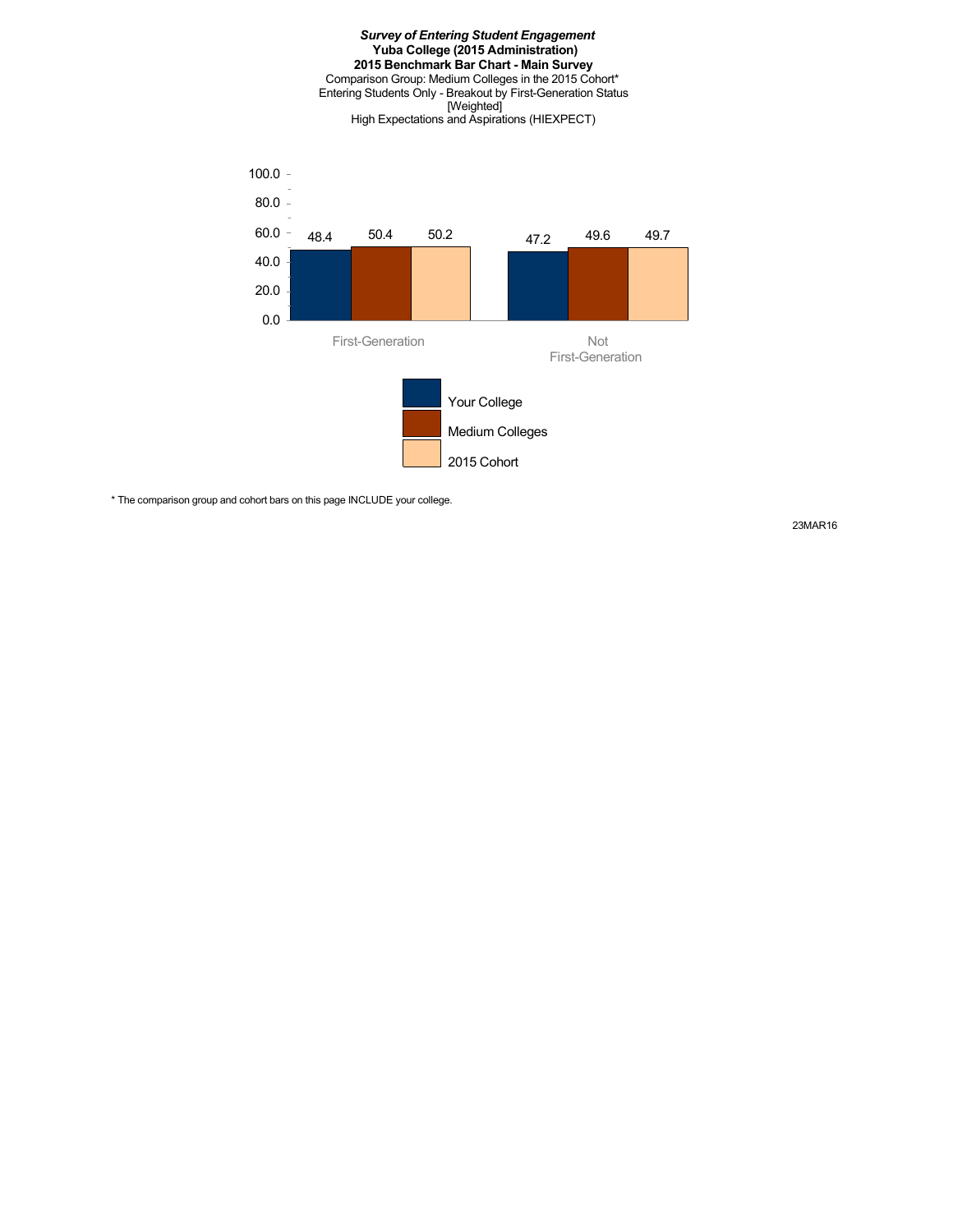***Survey of Entering Student Engagement***
**Yuba College (2015 Administration)**
**2015 Benchmark Bar Chart - Main Survey**
Comparison Group: Medium Colleges in the 2015 Cohort*
Entering Students Only - Breakout by First-Generation Status
[Weighted]
High Expectations and Aspirations (HIEXPECT)

| | Your College | Medium Colleges | 2015 Cohort |
|---|---|---|---|
| First-Generation | 48.4 | 50.4 | 50.2 |
| Not First-Generation | 47.2 | 49.6 | 49.7 |

* The comparison group and cohort bars on this page INCLUDE your college.

23MAR16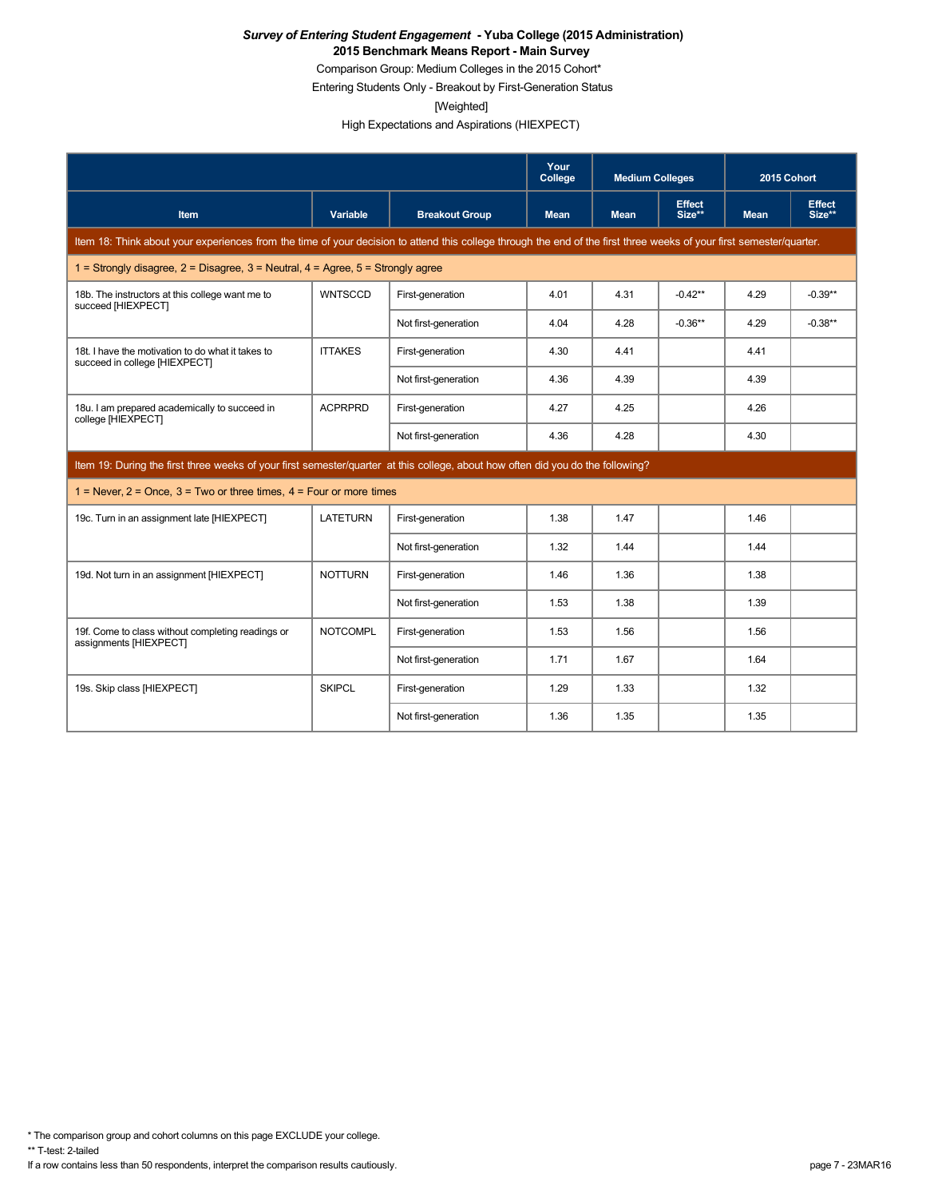***Survey of Entering Student Engagement* - Yuba College (2015 Administration)**

**2015 Benchmark Means Report - Main Survey**

Comparison Group: Medium Colleges in the 2015 Cohort*

Entering Students Only - Breakout by First-Generation Status

[Weighted]

High Expectations and Aspirations (HIEXPECT)

| | | | Your College | Medium Colleges | | 2015 Cohort | |
|---|---|---|---|---|---|---|---|
| Item | Variable | Breakout Group | Mean | Mean | Effect Size** | Mean | Effect Size** |
| Item 18: Think about your experiences from the time of your decision to attend this college through the end of the first three weeks of your first semester/quarter. | | | | | | | |
| 1 = Strongly disagree, 2 = Disagree, 3 = Neutral, 4 = Agree, 5 = Strongly agree | | | | | | | |
| 18b. The instructors at this college want me to succeed [HIEXPECT] | WNTSCCD | First-generation | 4.01 | 4.31 | -0.42** | 4.29 | -0.39** |
| | | Not first-generation | 4.04 | 4.28 | -0.36** | 4.29 | -0.38** |
| 18t. I have the motivation to do what it takes to succeed in college [HIEXPECT] | ITTAKES | First-generation | 4.30 | 4.41 | | 4.41 | |
| | | Not first-generation | 4.36 | 4.39 | | 4.39 | |
| 18u. I am prepared academically to succeed in college [HIEXPECT] | ACPRPRD | First-generation | 4.27 | 4.25 | | 4.26 | |
| | | Not first-generation | 4.36 | 4.28 | | 4.30 | |
| Item 19: During the first three weeks of your first semester/quarter at this college, about how often did you do the following? | | | | | | | |
| 1 = Never, 2 = Once, 3 = Two or three times, 4 = Four or more times | | | | | | | |
| 19c. Turn in an assignment late [HIEXPECT] | LATETURN | First-generation | 1.38 | 1.47 | | 1.46 | |
| | | Not first-generation | 1.32 | 1.44 | | 1.44 | |
| 19d. Not turn in an assignment [HIEXPECT] | NOTTURN | First-generation | 1.46 | 1.36 | | 1.38 | |
| | | Not first-generation | 1.53 | 1.38 | | 1.39 | |
| 19f. Come to class without completing readings or assignments [HIEXPECT] | NOTCOMPL | First-generation | 1.53 | 1.56 | | 1.56 | |
| | | Not first-generation | 1.71 | 1.67 | | 1.64 | |
| 19s. Skip class [HIEXPECT] | SKIPCL | First-generation | 1.29 | 1.33 | | 1.32 | |
| | | Not first-generation | 1.36 | 1.35 | | 1.35 | |

* The comparison group and cohort columns on this page EXCLUDE your college.

** T-test: 2-tailed

If a row contains less than 50 respondents, interpret the comparison results cautiously.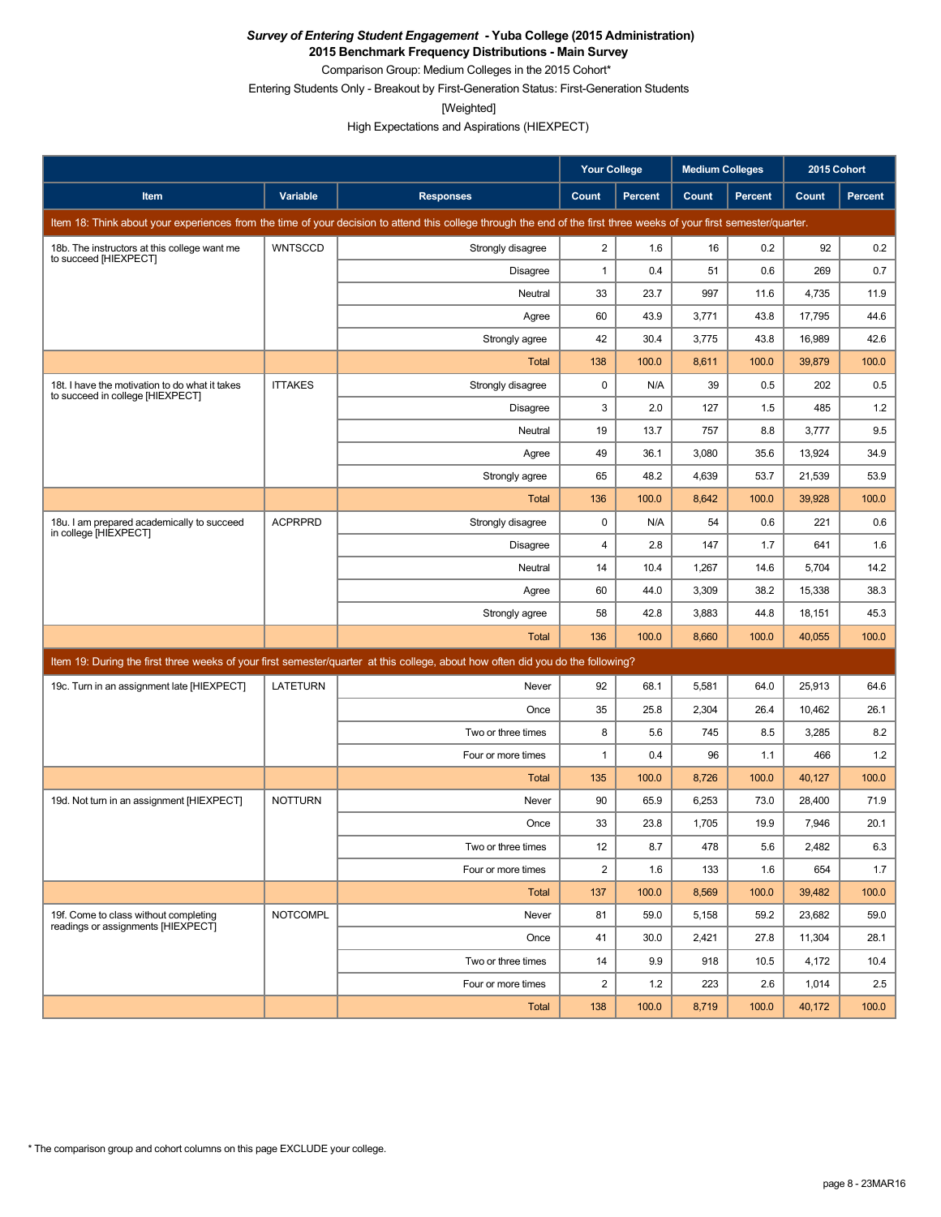***Survey of Entering Student Engagement* - Yuba College (2015 Administration)**
**2015 Benchmark Frequency Distributions - Main Survey**

Comparison Group: Medium Colleges in the 2015 Cohort*

Entering Students Only - Breakout by First-Generation Status: First-Generation Students

[Weighted]

High Expectations and Aspirations (HIEXPECT)

| | | | Your College | | Medium Colleges | | 2015 Cohort | |
|---|---|---|---|---|---|---|---|---|
| **Item** | **Variable** | **Responses** | **Count** | **Percent** | **Count** | **Percent** | **Count** | **Percent** |
| Item 18: Think about your experiences from the time of your decision to attend this college through the end of the first three weeks of your first semester/quarter. | | | | | | | | |
| 18b. The instructors at this college want me to succeed [HIEXPECT] | WNTSCCD | Strongly disagree | 2 | 1.6 | 16 | 0.2 | 92 | 0.2 |
| | | Disagree | 1 | 0.4 | 51 | 0.6 | 269 | 0.7 |
| | | Neutral | 33 | 23.7 | 997 | 11.6 | 4,735 | 11.9 |
| | | Agree | 60 | 43.9 | 3,771 | 43.8 | 17,795 | 44.6 |
| | | Strongly agree | 42 | 30.4 | 3,775 | 43.8 | 16,989 | 42.6 |
| | | Total | 138 | 100.0 | 8,611 | 100.0 | 39,879 | 100.0 |
| 18t. I have the motivation to do what it takes to succeed in college [HIEXPECT] | ITTAKES | Strongly disagree | 0 | N/A | 39 | 0.5 | 202 | 0.5 |
| | | Disagree | 3 | 2.0 | 127 | 1.5 | 485 | 1.2 |
| | | Neutral | 19 | 13.7 | 757 | 8.8 | 3,777 | 9.5 |
| | | Agree | 49 | 36.1 | 3,080 | 35.6 | 13,924 | 34.9 |
| | | Strongly agree | 65 | 48.2 | 4,639 | 53.7 | 21,539 | 53.9 |
| | | Total | 136 | 100.0 | 8,642 | 100.0 | 39,928 | 100.0 |
| 18u. I am prepared academically to succeed in college [HIEXPECT] | ACPRPRD | Strongly disagree | 0 | N/A | 54 | 0.6 | 221 | 0.6 |
| | | Disagree | 4 | 2.8 | 147 | 1.7 | 641 | 1.6 |
| | | Neutral | 14 | 10.4 | 1,267 | 14.6 | 5,704 | 14.2 |
| | | Agree | 60 | 44.0 | 3,309 | 38.2 | 15,338 | 38.3 |
| | | Strongly agree | 58 | 42.8 | 3,883 | 44.8 | 18,151 | 45.3 |
| | | Total | 136 | 100.0 | 8,660 | 100.0 | 40,055 | 100.0 |
| Item 19: During the first three weeks of your first semester/quarter at this college, about how often did you do the following? | | | | | | | | |
| 19c. Turn in an assignment late [HIEXPECT] | LATETURN | Never | 92 | 68.1 | 5,581 | 64.0 | 25,913 | 64.6 |
| | | Once | 35 | 25.8 | 2,304 | 26.4 | 10,462 | 26.1 |
| | | Two or three times | 8 | 5.6 | 745 | 8.5 | 3,285 | 8.2 |
| | | Four or more times | 1 | 0.4 | 96 | 1.1 | 466 | 1.2 |
| | | Total | 135 | 100.0 | 8,726 | 100.0 | 40,127 | 100.0 |
| 19d. Not turn in an assignment [HIEXPECT] | NOTTURN | Never | 90 | 65.9 | 6,253 | 73.0 | 28,400 | 71.9 |
| | | Once | 33 | 23.8 | 1,705 | 19.9 | 7,946 | 20.1 |
| | | Two or three times | 12 | 8.7 | 478 | 5.6 | 2,482 | 6.3 |
| | | Four or more times | 2 | 1.6 | 133 | 1.6 | 654 | 1.7 |
| | | Total | 137 | 100.0 | 8,569 | 100.0 | 39,482 | 100.0 |
| 19f. Come to class without completing readings or assignments [HIEXPECT] | NOTCOMPL | Never | 81 | 59.0 | 5,158 | 59.2 | 23,682 | 59.0 |
| | | Once | 41 | 30.0 | 2,421 | 27.8 | 11,304 | 28.1 |
| | | Two or three times | 14 | 9.9 | 918 | 10.5 | 4,172 | 10.4 |
| | | Four or more times | 2 | 1.2 | 223 | 2.6 | 1,014 | 2.5 |
| | | Total | 138 | 100.0 | 8,719 | 100.0 | 40,172 | 100.0 |

* The comparison group and cohort columns on this page EXCLUDE your college.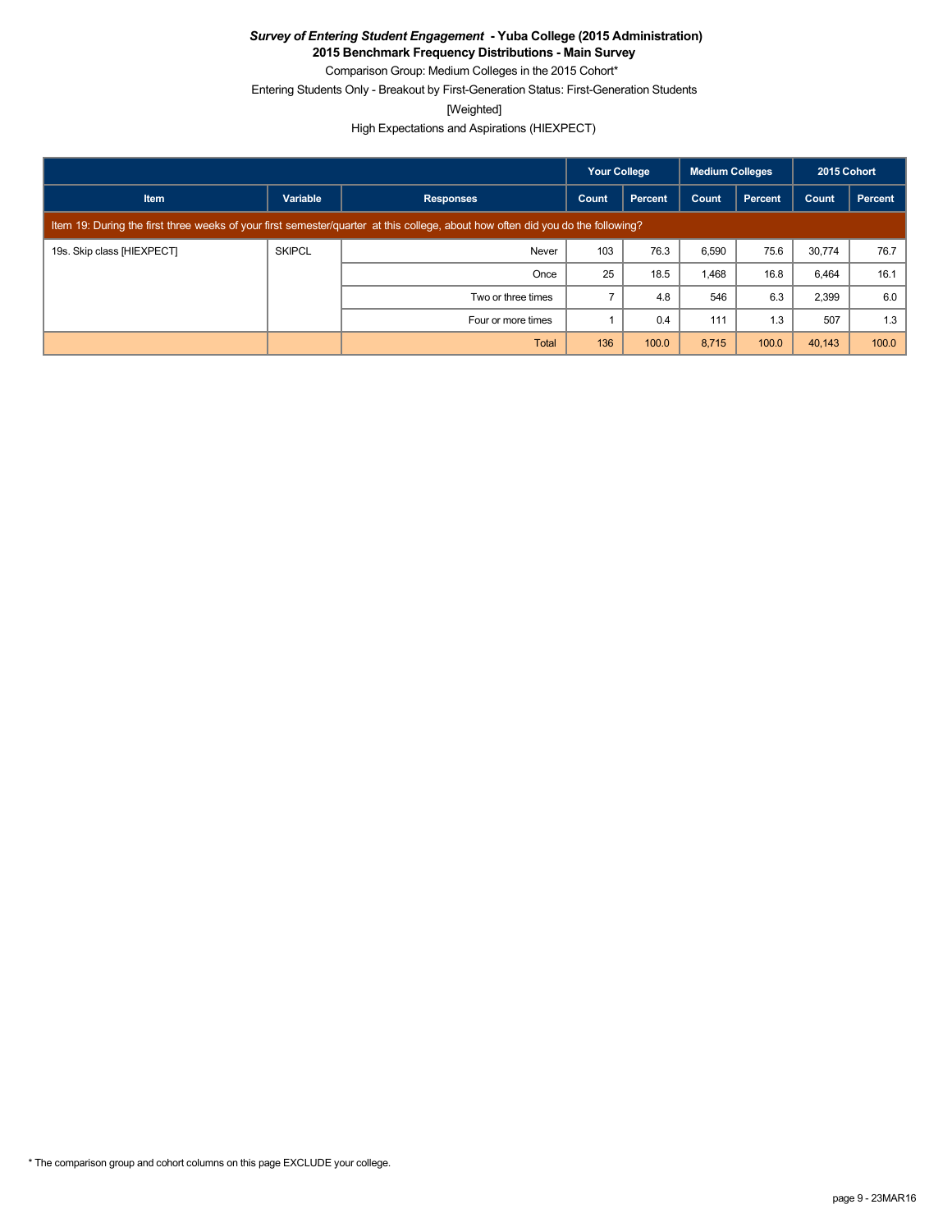***Survey of Entering Student Engagement* - Yuba College (2015 Administration)**

**2015 Benchmark Frequency Distributions - Main Survey**

Comparison Group: Medium Colleges in the 2015 Cohort*

Entering Students Only - Breakout by First-Generation Status: First-Generation Students

[Weighted]

High Expectations and Aspirations (HIEXPECT)

| | | | Your College | | Medium Colleges | | 2015 Cohort | |
|---|---|---|---|---|---|---|---|---|
| Item | Variable | Responses | Count | Percent | Count | Percent | Count | Percent |
| Item 19: During the first three weeks of your first semester/quarter at this college, about how often did you do the following? | | | | | | | | |
| 19s. Skip class [HIEXPECT] | SKIPCL | Never | 103 | 76.3 | 6,590 | 75.6 | 30,774 | 76.7 |
| | | Once | 25 | 18.5 | 1,468 | 16.8 | 6,464 | 16.1 |
| | | Two or three times | 7 | 4.8 | 546 | 6.3 | 2,399 | 6.0 |
| | | Four or more times | 1 | 0.4 | 111 | 1.3 | 507 | 1.3 |
| | | Total | 136 | 100.0 | 8,715 | 100.0 | 40,143 | 100.0 |

* The comparison group and cohort columns on this page EXCLUDE your college.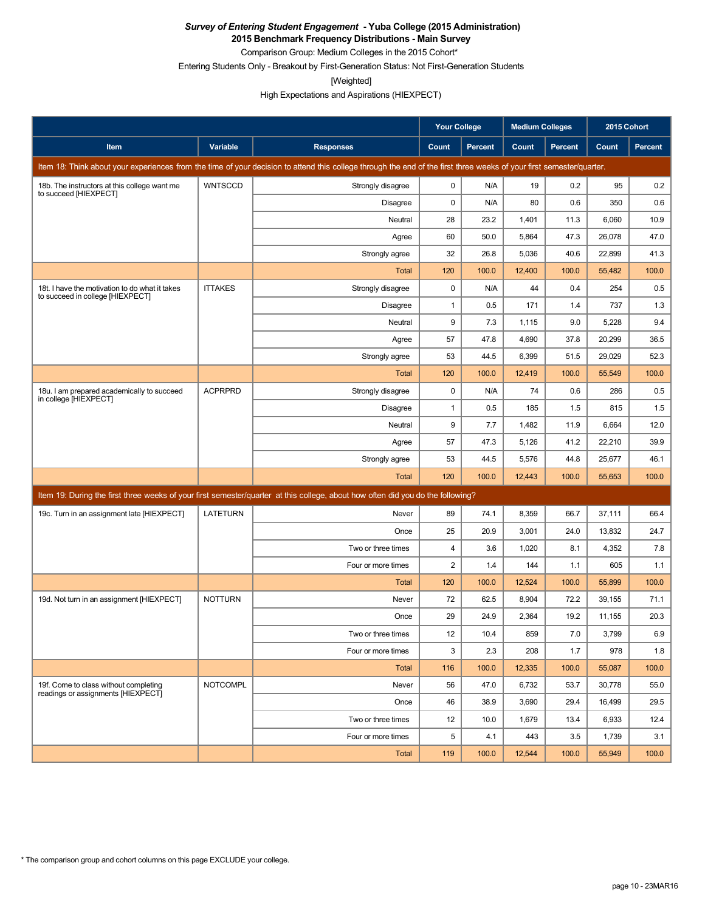***Survey of Entering Student Engagement* - Yuba College (2015 Administration)**

**2015 Benchmark Frequency Distributions - Main Survey**

Comparison Group: Medium Colleges in the 2015 Cohort*

Entering Students Only - Breakout by First-Generation Status: Not First-Generation Students

[Weighted]

High Expectations and Aspirations (HIEXPECT)

| | | | Your College | | Medium Colleges | | 2015 Cohort | |
|---|---|---|---|---|---|---|---|---|
| **Item** | **Variable** | **Responses** | **Count** | **Percent** | **Count** | **Percent** | **Count** | **Percent** |
| Item 18: Think about your experiences from the time of your decision to attend this college through the end of the first three weeks of your first semester/quarter. | | | | | | | | |
| 18b. The instructors at this college want me to succeed [HIEXPECT] | WNTSCCD | Strongly disagree | 0 | N/A | 19 | 0.2 | 95 | 0.2 |
| | | Disagree | 0 | N/A | 80 | 0.6 | 350 | 0.6 |
| | | Neutral | 28 | 23.2 | 1,401 | 11.3 | 6,060 | 10.9 |
| | | Agree | 60 | 50.0 | 5,864 | 47.3 | 26,078 | 47.0 |
| | | Strongly agree | 32 | 26.8 | 5,036 | 40.6 | 22,899 | 41.3 |
| | | Total | 120 | 100.0 | 12,400 | 100.0 | 55,482 | 100.0 |
| 18t. I have the motivation to do what it takes to succeed in college [HIEXPECT] | ITTAKES | Strongly disagree | 0 | N/A | 44 | 0.4 | 254 | 0.5 |
| | | Disagree | 1 | 0.5 | 171 | 1.4 | 737 | 1.3 |
| | | Neutral | 9 | 7.3 | 1,115 | 9.0 | 5,228 | 9.4 |
| | | Agree | 57 | 47.8 | 4,690 | 37.8 | 20,299 | 36.5 |
| | | Strongly agree | 53 | 44.5 | 6,399 | 51.5 | 29,029 | 52.3 |
| | | Total | 120 | 100.0 | 12,419 | 100.0 | 55,549 | 100.0 |
| 18u. I am prepared academically to succeed in college [HIEXPECT] | ACPRPRD | Strongly disagree | 0 | N/A | 74 | 0.6 | 286 | 0.5 |
| | | Disagree | 1 | 0.5 | 185 | 1.5 | 815 | 1.5 |
| | | Neutral | 9 | 7.7 | 1,482 | 11.9 | 6,664 | 12.0 |
| | | Agree | 57 | 47.3 | 5,126 | 41.2 | 22,210 | 39.9 |
| | | Strongly agree | 53 | 44.5 | 5,576 | 44.8 | 25,677 | 46.1 |
| | | Total | 120 | 100.0 | 12,443 | 100.0 | 55,653 | 100.0 |
| Item 19: During the first three weeks of your first semester/quarter at this college, about how often did you do the following? | | | | | | | | |
| 19c. Turn in an assignment late [HIEXPECT] | LATETURN | Never | 89 | 74.1 | 8,359 | 66.7 | 37,111 | 66.4 |
| | | Once | 25 | 20.9 | 3,001 | 24.0 | 13,832 | 24.7 |
| | | Two or three times | 4 | 3.6 | 1,020 | 8.1 | 4,352 | 7.8 |
| | | Four or more times | 2 | 1.4 | 144 | 1.1 | 605 | 1.1 |
| | | Total | 120 | 100.0 | 12,524 | 100.0 | 55,899 | 100.0 |
| 19d. Not turn in an assignment [HIEXPECT] | NOTTURN | Never | 72 | 62.5 | 8,904 | 72.2 | 39,155 | 71.1 |
| | | Once | 29 | 24.9 | 2,364 | 19.2 | 11,155 | 20.3 |
| | | Two or three times | 12 | 10.4 | 859 | 7.0 | 3,799 | 6.9 |
| | | Four or more times | 3 | 2.3 | 208 | 1.7 | 978 | 1.8 |
| | | Total | 116 | 100.0 | 12,335 | 100.0 | 55,087 | 100.0 |
| 19f. Come to class without completing readings or assignments [HIEXPECT] | NOTCOMPL | Never | 56 | 47.0 | 6,732 | 53.7 | 30,778 | 55.0 |
| | | Once | 46 | 38.9 | 3,690 | 29.4 | 16,499 | 29.5 |
| | | Two or three times | 12 | 10.0 | 1,679 | 13.4 | 6,933 | 12.4 |
| | | Four or more times | 5 | 4.1 | 443 | 3.5 | 1,739 | 3.1 |
| | | Total | 119 | 100.0 | 12,544 | 100.0 | 55,949 | 100.0 |

* The comparison group and cohort columns on this page EXCLUDE your college.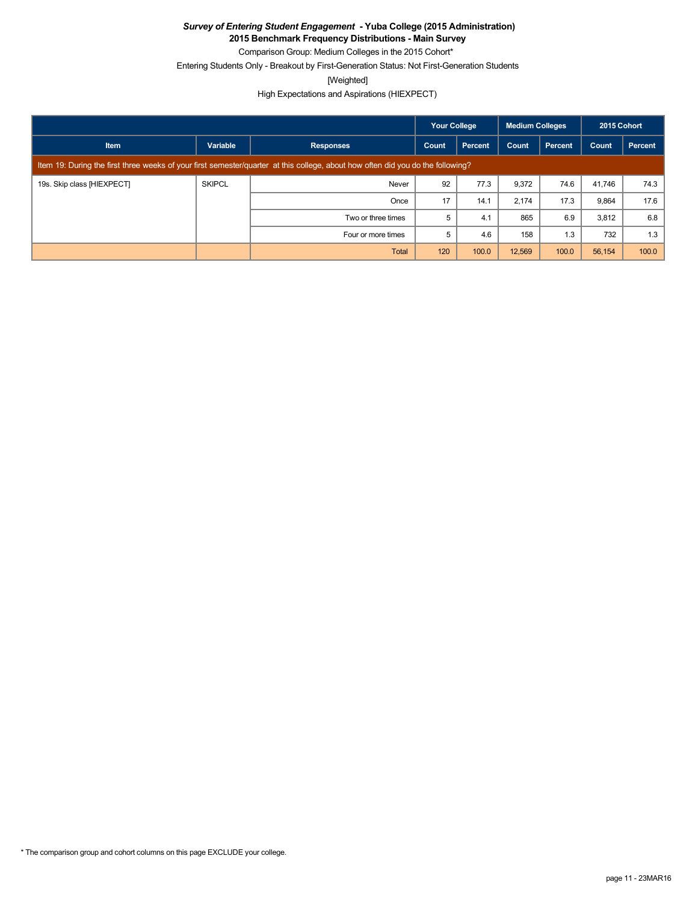***Survey of Entering Student Engagement* - Yuba College (2015 Administration)**

**2015 Benchmark Frequency Distributions - Main Survey**

Comparison Group: Medium Colleges in the 2015 Cohort*

Entering Students Only - Breakout by First-Generation Status: Not First-Generation Students

[Weighted]

High Expectations and Aspirations (HIEXPECT)

| | | | Your College | | Medium Colleges | | 2015 Cohort | |
|---|---|---|---|---|---|---|---|---|
| **Item** | **Variable** | **Responses** | **Count** | **Percent** | **Count** | **Percent** | **Count** | **Percent** |
| Item 19: During the first three weeks of your first semester/quarter at this college, about how often did you do the following? | | | | | | | | |
| 19s. Skip class [HIEXPECT] | SKIPCL | Never | 92 | 77.3 | 9,372 | 74.6 | 41,746 | 74.3 |
| | | Once | 17 | 14.1 | 2,174 | 17.3 | 9,864 | 17.6 |
| | | Two or three times | 5 | 4.1 | 865 | 6.9 | 3,812 | 6.8 |
| | | Four or more times | 5 | 4.6 | 158 | 1.3 | 732 | 1.3 |
| | | Total | 120 | 100.0 | 12,569 | 100.0 | 56,154 | 100.0 |

* The comparison group and cohort columns on this page EXCLUDE your college.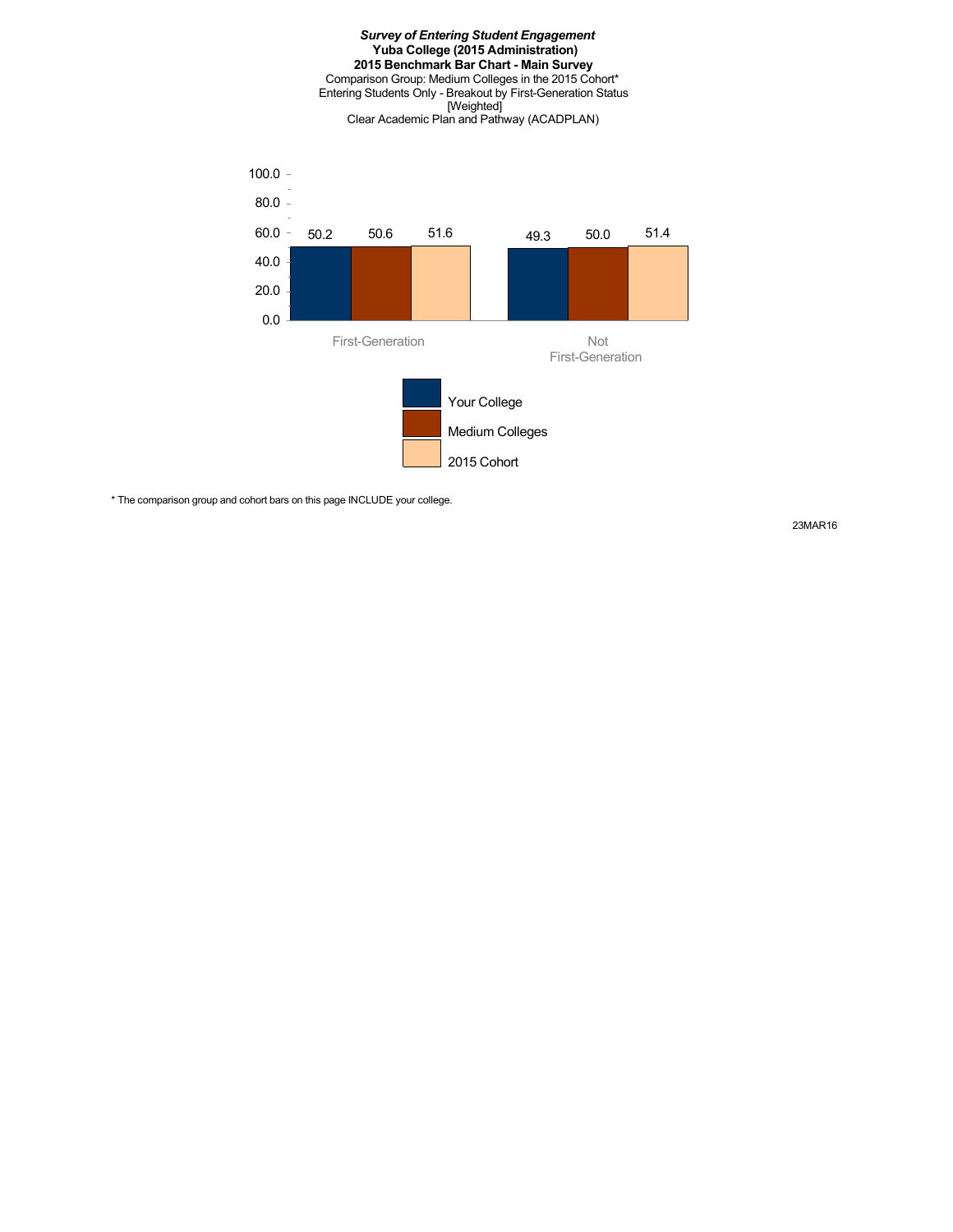***Survey of Entering Student Engagement***
**Yuba College (2015 Administration)**
**2015 Benchmark Bar Chart - Main Survey**
Comparison Group: Medium Colleges in the 2015 Cohort*
Entering Students Only - Breakout by First-Generation Status
[Weighted]
Clear Academic Plan and Pathway (ACADPLAN)

| | Your College | Medium Colleges | 2015 Cohort |
|---|---|---|---|
| First-Generation | 50.2 | 50.6 | 51.6 |
| Not First-Generation | 49.3 | 50.0 | 51.4 |

* The comparison group and cohort bars on this page INCLUDE your college.

23MAR16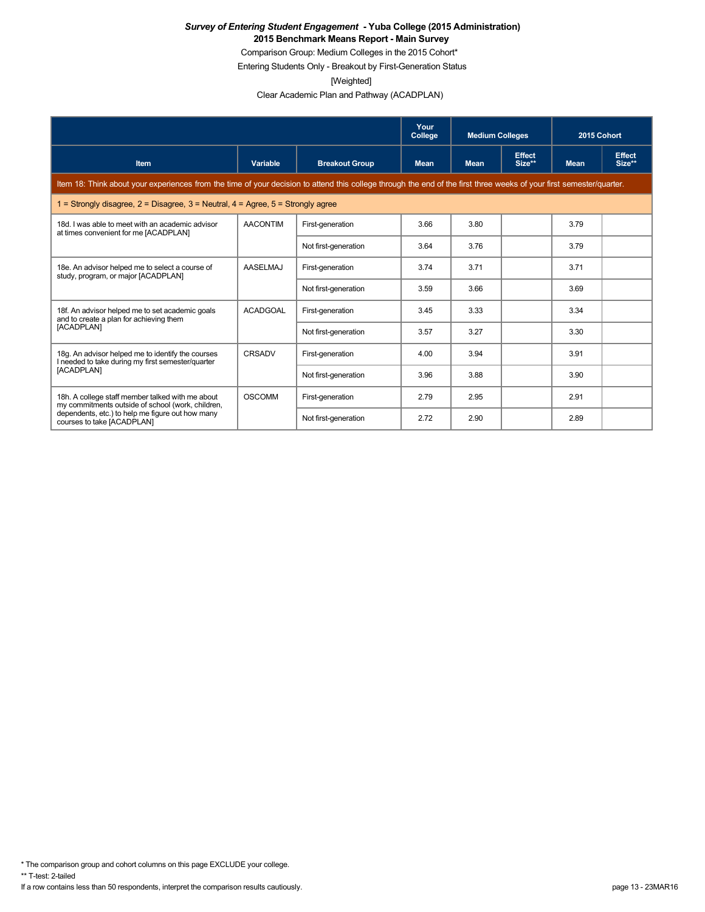***Survey of Entering Student Engagement* - Yuba College (2015 Administration)**

**2015 Benchmark Means Report - Main Survey**

Comparison Group: Medium Colleges in the 2015 Cohort*

Entering Students Only - Breakout by First-Generation Status

[Weighted]

Clear Academic Plan and Pathway (ACADPLAN)

| | | | Your College | Medium Colleges | | 2015 Cohort | |
|---|---|---|---|---|---|---|---|
| **Item** | **Variable** | **Breakout Group** | **Mean** | **Mean** | **Effect Size**** | **Mean** | **Effect Size**** |
| Item 18: Think about your experiences from the time of your decision to attend this college through the end of the first three weeks of your first semester/quarter. | | | | | | | |
| 1 = Strongly disagree, 2 = Disagree, 3 = Neutral, 4 = Agree, 5 = Strongly agree | | | | | | | |
| 18d. I was able to meet with an academic advisor at times convenient for me [ACADPLAN] | AACONTIM | First-generation | 3.66 | 3.80 | | 3.79 | |
| | | Not first-generation | 3.64 | 3.76 | | 3.79 | |
| 18e. An advisor helped me to select a course of study, program, or major [ACADPLAN] | AASELMAJ | First-generation | 3.74 | 3.71 | | 3.71 | |
| | | Not first-generation | 3.59 | 3.66 | | 3.69 | |
| 18f. An advisor helped me to set academic goals and to create a plan for achieving them [ACADPLAN] | ACADGOAL | First-generation | 3.45 | 3.33 | | 3.34 | |
| | | Not first-generation | 3.57 | 3.27 | | 3.30 | |
| 18g. An advisor helped me to identify the courses I needed to take during my first semester/quarter [ACADPLAN] | CRSADV | First-generation | 4.00 | 3.94 | | 3.91 | |
| | | Not first-generation | 3.96 | 3.88 | | 3.90 | |
| 18h. A college staff member talked with me about my commitments outside of school (work, children, dependents, etc.) to help me figure out how many courses to take [ACADPLAN] | OSCOMM | First-generation | 2.79 | 2.95 | | 2.91 | |
| | | Not first-generation | 2.72 | 2.90 | | 2.89 | |

* The comparison group and cohort columns on this page EXCLUDE your college.

** T-test: 2-tailed

If a row contains less than 50 respondents, interpret the comparison results cautiously.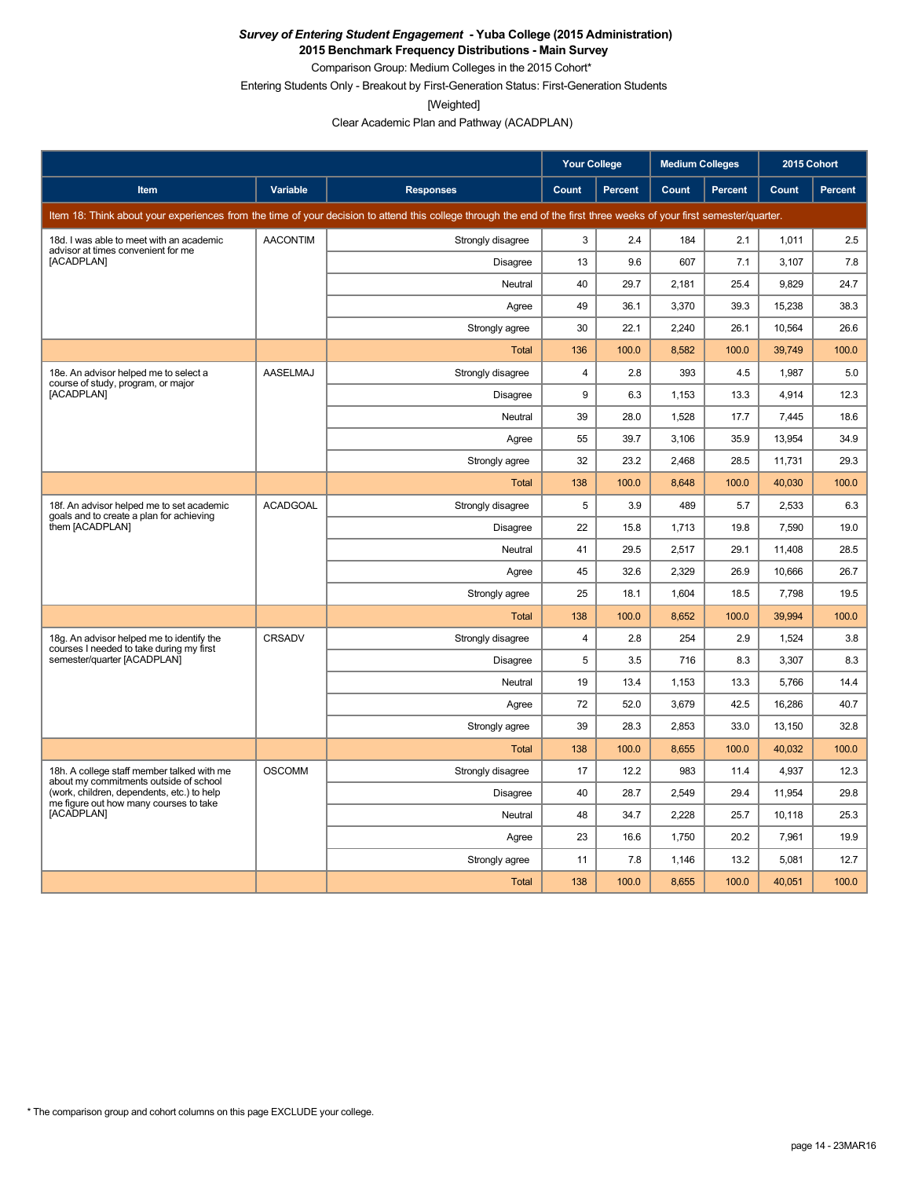***Survey of Entering Student Engagement* - Yuba College (2015 Administration)**
**2015 Benchmark Frequency Distributions - Main Survey**

Comparison Group: Medium Colleges in the 2015 Cohort*

Entering Students Only - Breakout by First-Generation Status: First-Generation Students

[Weighted]

Clear Academic Plan and Pathway (ACADPLAN)

| | | | Your College | | Medium Colleges | | 2015 Cohort | |
|---|---|---|---|---|---|---|---|---|
| **Item** | **Variable** | **Responses** | **Count** | **Percent** | **Count** | **Percent** | **Count** | **Percent** |
| Item 18: Think about your experiences from the time of your decision to attend this college through the end of the first three weeks of your first semester/quarter. | | | | | | | | |
| 18d. I was able to meet with an academic advisor at times convenient for me [ACADPLAN] | AACONTIM | Strongly disagree | 3 | 2.4 | 184 | 2.1 | 1,011 | 2.5 |
| | | Disagree | 13 | 9.6 | 607 | 7.1 | 3,107 | 7.8 |
| | | Neutral | 40 | 29.7 | 2,181 | 25.4 | 9,829 | 24.7 |
| | | Agree | 49 | 36.1 | 3,370 | 39.3 | 15,238 | 38.3 |
| | | Strongly agree | 30 | 22.1 | 2,240 | 26.1 | 10,564 | 26.6 |
| | | Total | 136 | 100.0 | 8,582 | 100.0 | 39,749 | 100.0 |
| 18e. An advisor helped me to select a course of study, program, or major [ACADPLAN] | AASELMAJ | Strongly disagree | 4 | 2.8 | 393 | 4.5 | 1,987 | 5.0 |
| | | Disagree | 9 | 6.3 | 1,153 | 13.3 | 4,914 | 12.3 |
| | | Neutral | 39 | 28.0 | 1,528 | 17.7 | 7,445 | 18.6 |
| | | Agree | 55 | 39.7 | 3,106 | 35.9 | 13,954 | 34.9 |
| | | Strongly agree | 32 | 23.2 | 2,468 | 28.5 | 11,731 | 29.3 |
| | | Total | 138 | 100.0 | 8,648 | 100.0 | 40,030 | 100.0 |
| 18f. An advisor helped me to set academic goals and to create a plan for achieving them [ACADPLAN] | ACADGOAL | Strongly disagree | 5 | 3.9 | 489 | 5.7 | 2,533 | 6.3 |
| | | Disagree | 22 | 15.8 | 1,713 | 19.8 | 7,590 | 19.0 |
| | | Neutral | 41 | 29.5 | 2,517 | 29.1 | 11,408 | 28.5 |
| | | Agree | 45 | 32.6 | 2,329 | 26.9 | 10,666 | 26.7 |
| | | Strongly agree | 25 | 18.1 | 1,604 | 18.5 | 7,798 | 19.5 |
| | | Total | 138 | 100.0 | 8,652 | 100.0 | 39,994 | 100.0 |
| 18g. An advisor helped me to identify the courses I needed to take during my first semester/quarter [ACADPLAN] | CRSADV | Strongly disagree | 4 | 2.8 | 254 | 2.9 | 1,524 | 3.8 |
| | | Disagree | 5 | 3.5 | 716 | 8.3 | 3,307 | 8.3 |
| | | Neutral | 19 | 13.4 | 1,153 | 13.3 | 5,766 | 14.4 |
| | | Agree | 72 | 52.0 | 3,679 | 42.5 | 16,286 | 40.7 |
| | | Strongly agree | 39 | 28.3 | 2,853 | 33.0 | 13,150 | 32.8 |
| | | Total | 138 | 100.0 | 8,655 | 100.0 | 40,032 | 100.0 |
| 18h. A college staff member talked with me about my commitments outside of school (work, children, dependents, etc.) to help me figure out how many courses to take [ACADPLAN] | OSCOMM | Strongly disagree | 17 | 12.2 | 983 | 11.4 | 4,937 | 12.3 |
| | | Disagree | 40 | 28.7 | 2,549 | 29.4 | 11,954 | 29.8 |
| | | Neutral | 48 | 34.7 | 2,228 | 25.7 | 10,118 | 25.3 |
| | | Agree | 23 | 16.6 | 1,750 | 20.2 | 7,961 | 19.9 |
| | | Strongly agree | 11 | 7.8 | 1,146 | 13.2 | 5,081 | 12.7 |
| | | Total | 138 | 100.0 | 8,655 | 100.0 | 40,051 | 100.0 |

\* The comparison group and cohort columns on this page EXCLUDE your college.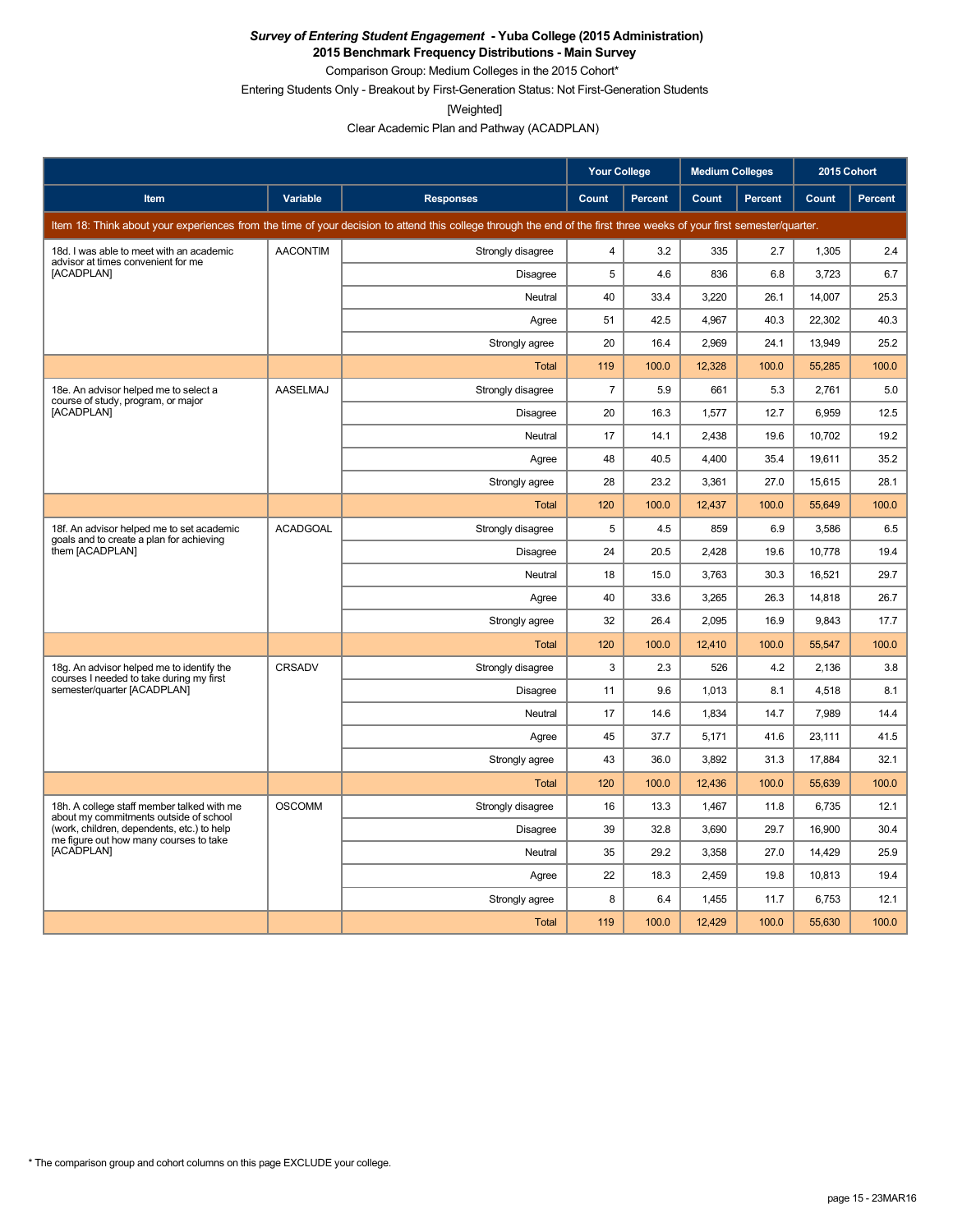***Survey of Entering Student Engagement* - Yuba College (2015 Administration)**

**2015 Benchmark Frequency Distributions - Main Survey**

Comparison Group: Medium Colleges in the 2015 Cohort*

Entering Students Only - Breakout by First-Generation Status: Not First-Generation Students

[Weighted]

Clear Academic Plan and Pathway (ACADPLAN)

| | | | Your College | | Medium Colleges | | 2015 Cohort | |
|---|---|---|---|---|---|---|---|---|
| **Item** | **Variable** | **Responses** | **Count** | **Percent** | **Count** | **Percent** | **Count** | **Percent** |
| Item 18: Think about your experiences from the time of your decision to attend this college through the end of the first three weeks of your first semester/quarter. | | | | | | | | |
| 18d. I was able to meet with an academic advisor at times convenient for me [ACADPLAN] | AACONTIM | Strongly disagree | 4 | 3.2 | 335 | 2.7 | 1,305 | 2.4 |
| | | Disagree | 5 | 4.6 | 836 | 6.8 | 3,723 | 6.7 |
| | | Neutral | 40 | 33.4 | 3,220 | 26.1 | 14,007 | 25.3 |
| | | Agree | 51 | 42.5 | 4,967 | 40.3 | 22,302 | 40.3 |
| | | Strongly agree | 20 | 16.4 | 2,969 | 24.1 | 13,949 | 25.2 |
| | | Total | 119 | 100.0 | 12,328 | 100.0 | 55,285 | 100.0 |
| 18e. An advisor helped me to select a course of study, program, or major [ACADPLAN] | AASELMAJ | Strongly disagree | 7 | 5.9 | 661 | 5.3 | 2,761 | 5.0 |
| | | Disagree | 20 | 16.3 | 1,577 | 12.7 | 6,959 | 12.5 |
| | | Neutral | 17 | 14.1 | 2,438 | 19.6 | 10,702 | 19.2 |
| | | Agree | 48 | 40.5 | 4,400 | 35.4 | 19,611 | 35.2 |
| | | Strongly agree | 28 | 23.2 | 3,361 | 27.0 | 15,615 | 28.1 |
| | | Total | 120 | 100.0 | 12,437 | 100.0 | 55,649 | 100.0 |
| 18f. An advisor helped me to set academic goals and to create a plan for achieving them [ACADPLAN] | ACADGOAL | Strongly disagree | 5 | 4.5 | 859 | 6.9 | 3,586 | 6.5 |
| | | Disagree | 24 | 20.5 | 2,428 | 19.6 | 10,778 | 19.4 |
| | | Neutral | 18 | 15.0 | 3,763 | 30.3 | 16,521 | 29.7 |
| | | Agree | 40 | 33.6 | 3,265 | 26.3 | 14,818 | 26.7 |
| | | Strongly agree | 32 | 26.4 | 2,095 | 16.9 | 9,843 | 17.7 |
| | | Total | 120 | 100.0 | 12,410 | 100.0 | 55,547 | 100.0 |
| 18g. An advisor helped me to identify the courses I needed to take during my first semester/quarter [ACADPLAN] | CRSADV | Strongly disagree | 3 | 2.3 | 526 | 4.2 | 2,136 | 3.8 |
| | | Disagree | 11 | 9.6 | 1,013 | 8.1 | 4,518 | 8.1 |
| | | Neutral | 17 | 14.6 | 1,834 | 14.7 | 7,989 | 14.4 |
| | | Agree | 45 | 37.7 | 5,171 | 41.6 | 23,111 | 41.5 |
| | | Strongly agree | 43 | 36.0 | 3,892 | 31.3 | 17,884 | 32.1 |
| | | Total | 120 | 100.0 | 12,436 | 100.0 | 55,639 | 100.0 |
| 18h. A college staff member talked with me about my commitments outside of school (work, children, dependents, etc.) to help me figure out how many courses to take [ACADPLAN] | OSCOMM | Strongly disagree | 16 | 13.3 | 1,467 | 11.8 | 6,735 | 12.1 |
| | | Disagree | 39 | 32.8 | 3,690 | 29.7 | 16,900 | 30.4 |
| | | Neutral | 35 | 29.2 | 3,358 | 27.0 | 14,429 | 25.9 |
| | | Agree | 22 | 18.3 | 2,459 | 19.8 | 10,813 | 19.4 |
| | | Strongly agree | 8 | 6.4 | 1,455 | 11.7 | 6,753 | 12.1 |
| | | Total | 119 | 100.0 | 12,429 | 100.0 | 55,630 | 100.0 |

* The comparison group and cohort columns on this page EXCLUDE your college.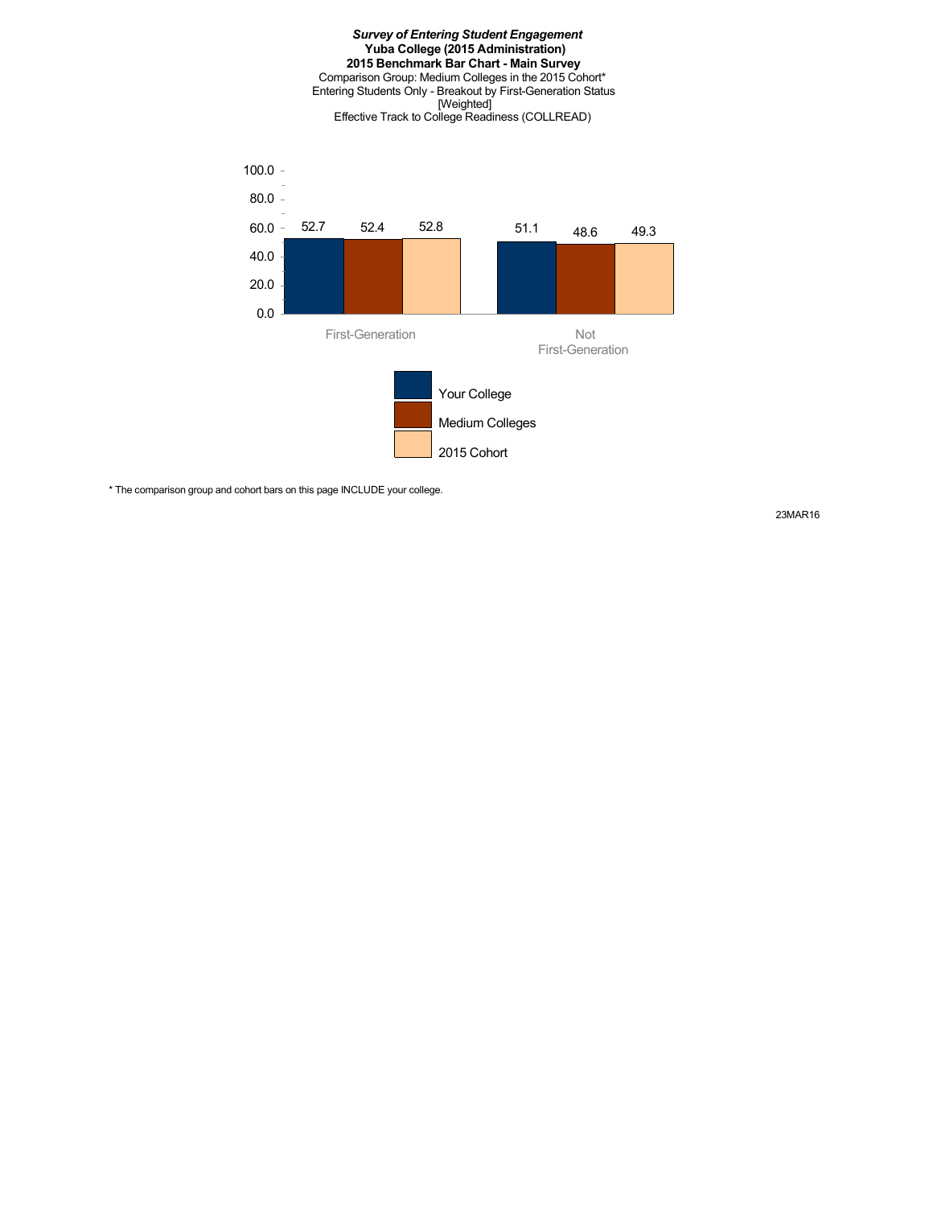***Survey of Entering Student Engagement***
**Yuba College (2015 Administration)**
**2015 Benchmark Bar Chart - Main Survey**
Comparison Group: Medium Colleges in the 2015 Cohort*
Entering Students Only - Breakout by First-Generation Status
[Weighted]
Effective Track to College Readiness (COLLREAD)

| | Your College | Medium Colleges | 2015 Cohort |
|---|---|---|---|
| First-Generation | 52.7 | 52.4 | 52.8 |
| Not First-Generation | 51.1 | 48.6 | 49.3 |

* The comparison group and cohort bars on this page INCLUDE your college.

23MAR16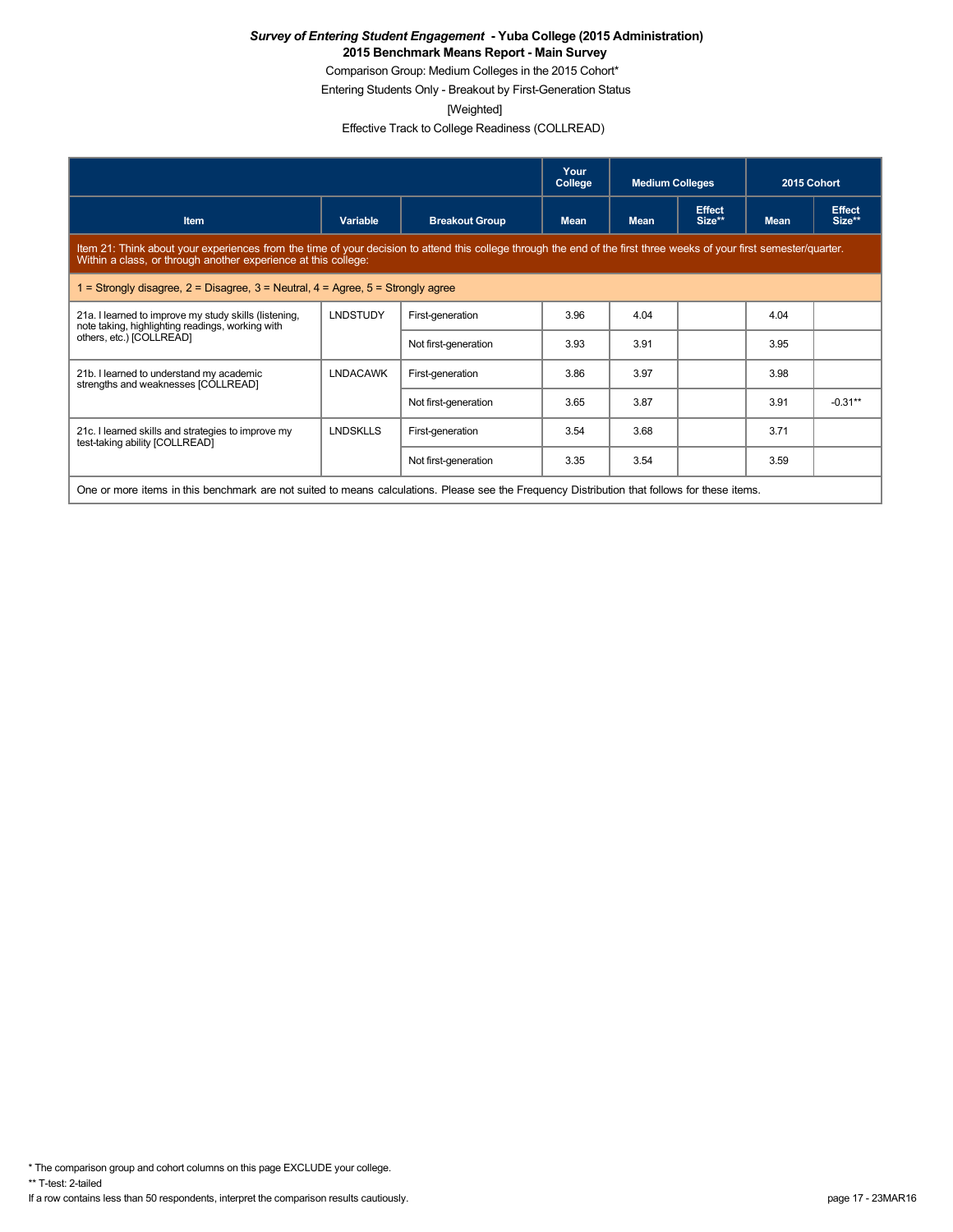***Survey of Entering Student Engagement* - Yuba College (2015 Administration)**

**2015 Benchmark Means Report - Main Survey**

Comparison Group: Medium Colleges in the 2015 Cohort*

Entering Students Only - Breakout by First-Generation Status

[Weighted]

Effective Track to College Readiness (COLLREAD)

| | | | Your College | Medium Colleges | | 2015 Cohort | |
|---|---|---|---|---|---|---|---|
| **Item** | **Variable** | **Breakout Group** | **Mean** | **Mean** | **Effect Size**** | **Mean** | **Effect Size**** |
| Item 21: Think about your experiences from the time of your decision to attend this college through the end of the first three weeks of your first semester/quarter. Within a class, or through another experience at this college: | | | | | | | |
| 1 = Strongly disagree, 2 = Disagree, 3 = Neutral, 4 = Agree, 5 = Strongly agree | | | | | | | |
| 21a. I learned to improve my study skills (listening, note taking, highlighting readings, working with others, etc.) [COLLREAD] | LNDSTUDY | First-generation | 3.96 | 4.04 | | 4.04 | |
| | | Not first-generation | 3.93 | 3.91 | | 3.95 | |
| 21b. I learned to understand my academic strengths and weaknesses [COLLREAD] | LNDACAWK | First-generation | 3.86 | 3.97 | | 3.98 | |
| | | Not first-generation | 3.65 | 3.87 | | 3.91 | -0.31** |
| 21c. I learned skills and strategies to improve my test-taking ability [COLLREAD] | LNDSKLLS | First-generation | 3.54 | 3.68 | | 3.71 | |
| | | Not first-generation | 3.35 | 3.54 | | 3.59 | |
| One or more items in this benchmark are not suited to means calculations. Please see the Frequency Distribution that follows for these items. | | | | | | | |

* The comparison group and cohort columns on this page EXCLUDE your college.

** T-test: 2-tailed

If a row contains less than 50 respondents, interpret the comparison results cautiously.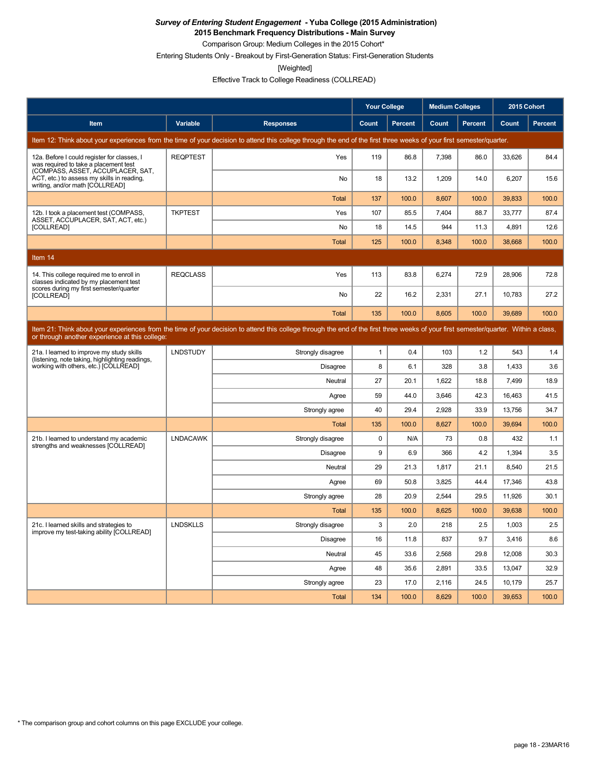***Survey of Entering Student Engagement* - Yuba College (2015 Administration)**
**2015 Benchmark Frequency Distributions - Main Survey**

Comparison Group: Medium Colleges in the 2015 Cohort*

Entering Students Only - Breakout by First-Generation Status: First-Generation Students

[Weighted]

Effective Track to College Readiness (COLLREAD)

| | | | Your College | | Medium Colleges | | 2015 Cohort | |
|---|---|---|---|---|---|---|---|---|
| Item | Variable | Responses | Count | Percent | Count | Percent | Count | Percent |
| Item 12: Think about your experiences from the time of your decision to attend this college through the end of the first three weeks of your first semester/quarter. | | | | | | | | |
| 12a. Before I could register for classes, I was required to take a placement test (COMPASS, ASSET, ACCUPLACER, SAT, ACT, etc.) to assess my skills in reading, writing, and/or math [COLLREAD] | REQPTEST | Yes | 119 | 86.8 | 7,398 | 86.0 | 33,626 | 84.4 |
| | | No | 18 | 13.2 | 1,209 | 14.0 | 6,207 | 15.6 |
| | | Total | 137 | 100.0 | 8,607 | 100.0 | 39,833 | 100.0 |
| 12b. I took a placement test (COMPASS, ASSET, ACCUPLACER, SAT, ACT, etc.) [COLLREAD] | TKPTEST | Yes | 107 | 85.5 | 7,404 | 88.7 | 33,777 | 87.4 |
| | | No | 18 | 14.5 | 944 | 11.3 | 4,891 | 12.6 |
| | | Total | 125 | 100.0 | 8,348 | 100.0 | 38,668 | 100.0 |
| Item 14 | | | | | | | | |
| 14. This college required me to enroll in classes indicated by my placement test scores during my first semester/quarter [COLLREAD] | REQCLASS | Yes | 113 | 83.8 | 6,274 | 72.9 | 28,906 | 72.8 |
| | | No | 22 | 16.2 | 2,331 | 27.1 | 10,783 | 27.2 |
| | | Total | 135 | 100.0 | 8,605 | 100.0 | 39,689 | 100.0 |
| Item 21: Think about your experiences from the time of your decision to attend this college through the end of the first three weeks of your first semester/quarter. Within a class, or through another experience at this college: | | | | | | | | |
| 21a. I learned to improve my study skills (listening, note taking, highlighting readings, working with others, etc.) [COLLREAD] | LNDSTUDY | Strongly disagree | 1 | 0.4 | 103 | 1.2 | 543 | 1.4 |
| | | Disagree | 8 | 6.1 | 328 | 3.8 | 1,433 | 3.6 |
| | | Neutral | 27 | 20.1 | 1,622 | 18.8 | 7,499 | 18.9 |
| | | Agree | 59 | 44.0 | 3,646 | 42.3 | 16,463 | 41.5 |
| | | Strongly agree | 40 | 29.4 | 2,928 | 33.9 | 13,756 | 34.7 |
| | | Total | 135 | 100.0 | 8,627 | 100.0 | 39,694 | 100.0 |
| 21b. I learned to understand my academic strengths and weaknesses [COLLREAD] | LNDACAWK | Strongly disagree | 0 | N/A | 73 | 0.8 | 432 | 1.1 |
| | | Disagree | 9 | 6.9 | 366 | 4.2 | 1,394 | 3.5 |
| | | Neutral | 29 | 21.3 | 1,817 | 21.1 | 8,540 | 21.5 |
| | | Agree | 69 | 50.8 | 3,825 | 44.4 | 17,346 | 43.8 |
| | | Strongly agree | 28 | 20.9 | 2,544 | 29.5 | 11,926 | 30.1 |
| | | Total | 135 | 100.0 | 8,625 | 100.0 | 39,638 | 100.0 |
| 21c. I learned skills and strategies to improve my test-taking ability [COLLREAD] | LNDSKLLS | Strongly disagree | 3 | 2.0 | 218 | 2.5 | 1,003 | 2.5 |
| | | Disagree | 16 | 11.8 | 837 | 9.7 | 3,416 | 8.6 |
| | | Neutral | 45 | 33.6 | 2,568 | 29.8 | 12,008 | 30.3 |
| | | Agree | 48 | 35.6 | 2,891 | 33.5 | 13,047 | 32.9 |
| | | Strongly agree | 23 | 17.0 | 2,116 | 24.5 | 10,179 | 25.7 |
| | | Total | 134 | 100.0 | 8,629 | 100.0 | 39,653 | 100.0 |

* The comparison group and cohort columns on this page EXCLUDE your college.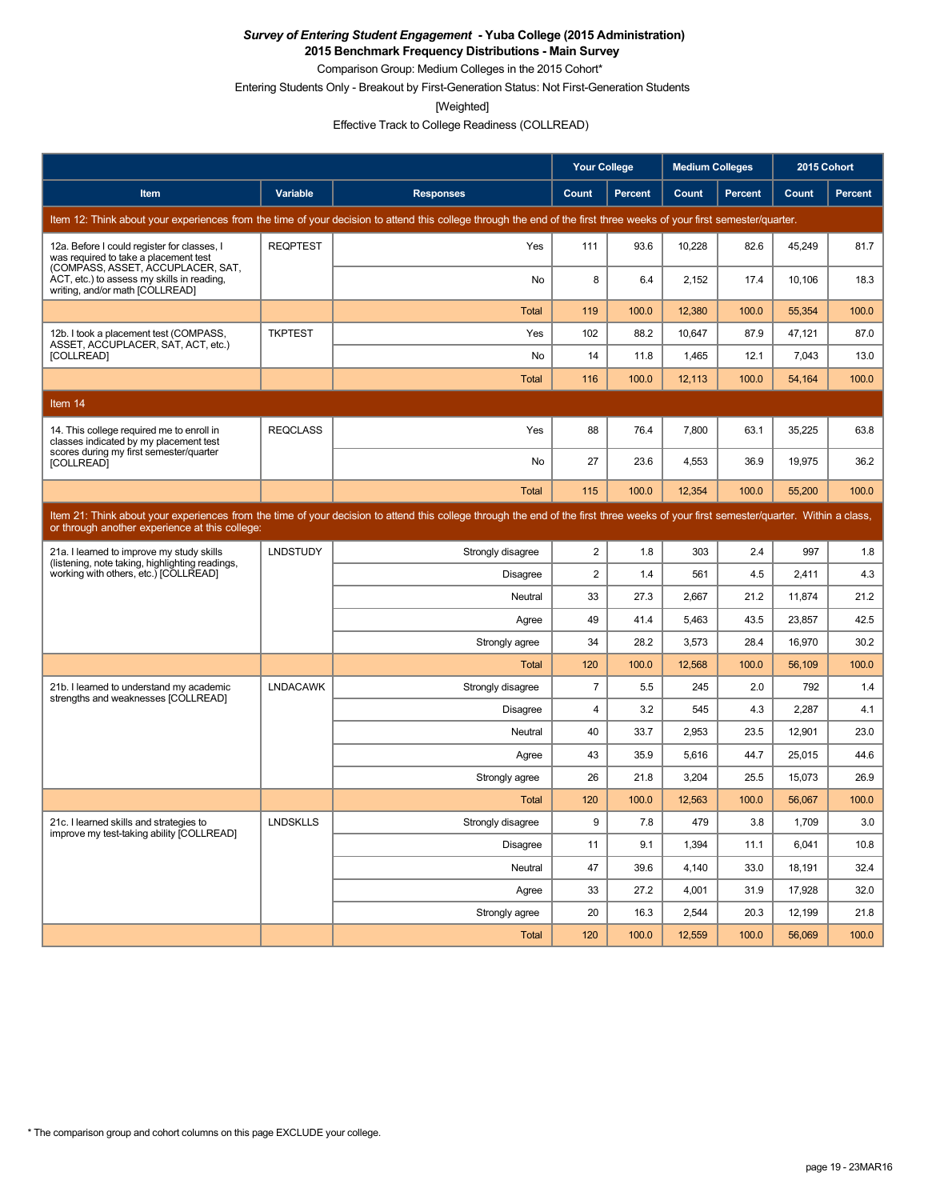***Survey of Entering Student Engagement* - Yuba College (2015 Administration)**
**2015 Benchmark Frequency Distributions - Main Survey**

Comparison Group: Medium Colleges in the 2015 Cohort*

Entering Students Only - Breakout by First-Generation Status: Not First-Generation Students

[Weighted]

Effective Track to College Readiness (COLLREAD)

| | | | Your College | | Medium Colleges | | 2015 Cohort | |
|---|---|---|---|---|---|---|---|---|
| **Item** | **Variable** | **Responses** | **Count** | **Percent** | **Count** | **Percent** | **Count** | **Percent** |
| Item 12: Think about your experiences from the time of your decision to attend this college through the end of the first three weeks of your first semester/quarter. | | | | | | | | |
| 12a. Before I could register for classes, I was required to take a placement test (COMPASS, ASSET, ACCUPLACER, SAT, ACT, etc.) to assess my skills in reading, writing, and/or math [COLLREAD] | REQPTEST | Yes | 111 | 93.6 | 10,228 | 82.6 | 45,249 | 81.7 |
| | | No | 8 | 6.4 | 2,152 | 17.4 | 10,106 | 18.3 |
| | | Total | 119 | 100.0 | 12,380 | 100.0 | 55,354 | 100.0 |
| 12b. I took a placement test (COMPASS, ASSET, ACCUPLACER, SAT, ACT, etc.) [COLLREAD] | TKPTEST | Yes | 102 | 88.2 | 10,647 | 87.9 | 47,121 | 87.0 |
| | | No | 14 | 11.8 | 1,465 | 12.1 | 7,043 | 13.0 |
| | | Total | 116 | 100.0 | 12,113 | 100.0 | 54,164 | 100.0 |
| Item 14 | | | | | | | | |
| 14. This college required me to enroll in classes indicated by my placement test scores during my first semester/quarter [COLLREAD] | REQCLASS | Yes | 88 | 76.4 | 7,800 | 63.1 | 35,225 | 63.8 |
| | | No | 27 | 23.6 | 4,553 | 36.9 | 19,975 | 36.2 |
| | | Total | 115 | 100.0 | 12,354 | 100.0 | 55,200 | 100.0 |
| Item 21: Think about your experiences from the time of your decision to attend this college through the end of the first three weeks of your first semester/quarter. Within a class, or through another experience at this college: | | | | | | | | |
| 21a. I learned to improve my study skills (listening, note taking, highlighting readings, working with others, etc.) [COLLREAD] | LNDSTUDY | Strongly disagree | 2 | 1.8 | 303 | 2.4 | 997 | 1.8 |
| | | Disagree | 2 | 1.4 | 561 | 4.5 | 2,411 | 4.3 |
| | | Neutral | 33 | 27.3 | 2,667 | 21.2 | 11,874 | 21.2 |
| | | Agree | 49 | 41.4 | 5,463 | 43.5 | 23,857 | 42.5 |
| | | Strongly agree | 34 | 28.2 | 3,573 | 28.4 | 16,970 | 30.2 |
| | | Total | 120 | 100.0 | 12,568 | 100.0 | 56,109 | 100.0 |
| 21b. I learned to understand my academic strengths and weaknesses [COLLREAD] | LNDACAWK | Strongly disagree | 7 | 5.5 | 245 | 2.0 | 792 | 1.4 |
| | | Disagree | 4 | 3.2 | 545 | 4.3 | 2,287 | 4.1 |
| | | Neutral | 40 | 33.7 | 2,953 | 23.5 | 12,901 | 23.0 |
| | | Agree | 43 | 35.9 | 5,616 | 44.7 | 25,015 | 44.6 |
| | | Strongly agree | 26 | 21.8 | 3,204 | 25.5 | 15,073 | 26.9 |
| | | Total | 120 | 100.0 | 12,563 | 100.0 | 56,067 | 100.0 |
| 21c. I learned skills and strategies to improve my test-taking ability [COLLREAD] | LNDSKLLS | Strongly disagree | 9 | 7.8 | 479 | 3.8 | 1,709 | 3.0 |
| | | Disagree | 11 | 9.1 | 1,394 | 11.1 | 6,041 | 10.8 |
| | | Neutral | 47 | 39.6 | 4,140 | 33.0 | 18,191 | 32.4 |
| | | Agree | 33 | 27.2 | 4,001 | 31.9 | 17,928 | 32.0 |
| | | Strongly agree | 20 | 16.3 | 2,544 | 20.3 | 12,199 | 21.8 |
| | | Total | 120 | 100.0 | 12,559 | 100.0 | 56,069 | 100.0 |

* The comparison group and cohort columns on this page EXCLUDE your college.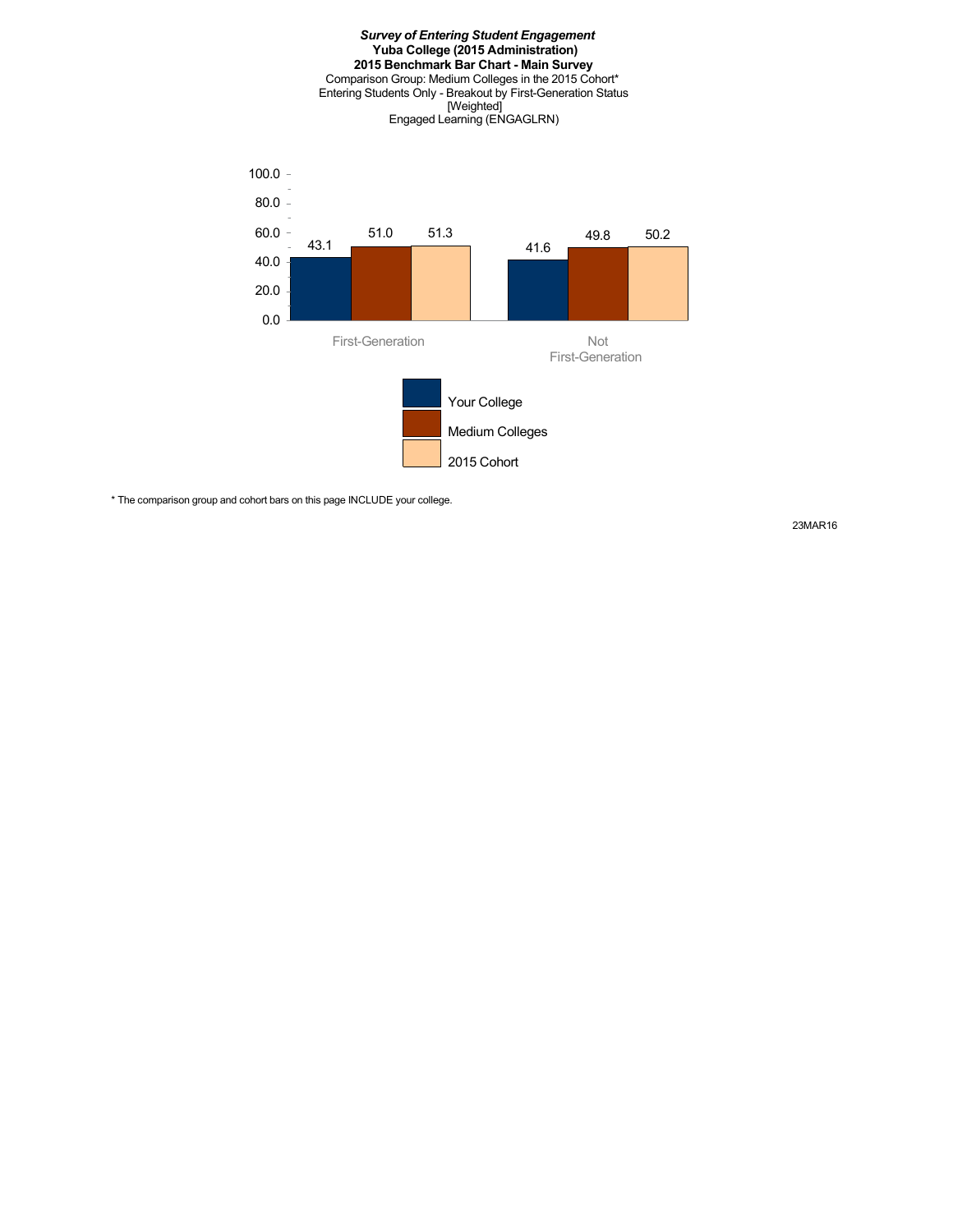***Survey of Entering Student Engagement***
**Yuba College (2015 Administration)**
**2015 Benchmark Bar Chart - Main Survey**
Comparison Group: Medium Colleges in the 2015 Cohort*
Entering Students Only - Breakout by First-Generation Status
[Weighted]
Engaged Learning (ENGAGLRN)

| | Your College | Medium Colleges | 2015 Cohort |
|---|---|---|---|
| First-Generation | 43.1 | 51.0 | 51.3 |
| Not First-Generation | 41.6 | 49.8 | 50.2 |

* The comparison group and cohort bars on this page INCLUDE your college.

23MAR16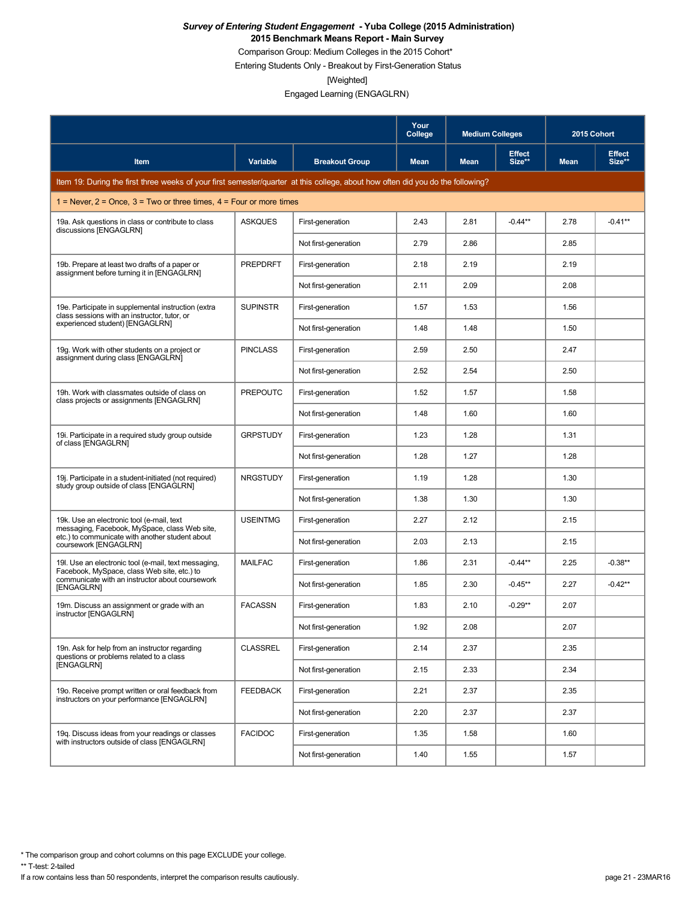***Survey of Entering Student Engagement* - Yuba College (2015 Administration)**
**2015 Benchmark Means Report - Main Survey**

Comparison Group: Medium Colleges in the 2015 Cohort*

Entering Students Only - Breakout by First-Generation Status

[Weighted]

Engaged Learning (ENGAGLRN)

| | | | Your College | Medium Colleges | | 2015 Cohort | |
|---|---|---|---|---|---|---|---|
| Item | Variable | Breakout Group | Mean | Mean | Effect Size** | Mean | Effect Size** |
| Item 19: During the first three weeks of your first semester/quarter at this college, about how often did you do the following? | | | | | | | |
| 1 = Never, 2 = Once, 3 = Two or three times, 4 = Four or more times | | | | | | | |
| 19a. Ask questions in class or contribute to class discussions [ENGAGLRN] | ASKQUES | First-generation | 2.43 | 2.81 | -0.44** | 2.78 | -0.41** |
| | | Not first-generation | 2.79 | 2.86 | | 2.85 | |
| 19b. Prepare at least two drafts of a paper or assignment before turning it in [ENGAGLRN] | PREPDRFT | First-generation | 2.18 | 2.19 | | 2.19 | |
| | | Not first-generation | 2.11 | 2.09 | | 2.08 | |
| 19e. Participate in supplemental instruction (extra class sessions with an instructor, tutor, or experienced student) [ENGAGLRN] | SUPINSTR | First-generation | 1.57 | 1.53 | | 1.56 | |
| | | Not first-generation | 1.48 | 1.48 | | 1.50 | |
| 19g. Work with other students on a project or assignment during class [ENGAGLRN] | PINCLASS | First-generation | 2.59 | 2.50 | | 2.47 | |
| | | Not first-generation | 2.52 | 2.54 | | 2.50 | |
| 19h. Work with classmates outside of class on class projects or assignments [ENGAGLRN] | PREPOUTC | First-generation | 1.52 | 1.57 | | 1.58 | |
| | | Not first-generation | 1.48 | 1.60 | | 1.60 | |
| 19i. Participate in a required study group outside of class [ENGAGLRN] | GRPSTUDY | First-generation | 1.23 | 1.28 | | 1.31 | |
| | | Not first-generation | 1.28 | 1.27 | | 1.28 | |
| 19j. Participate in a student-initiated (not required) study group outside of class [ENGAGLRN] | NRGSTUDY | First-generation | 1.19 | 1.28 | | 1.30 | |
| | | Not first-generation | 1.38 | 1.30 | | 1.30 | |
| 19k. Use an electronic tool (e-mail, text messaging, Facebook, MySpace, class Web site, etc.) to communicate with another student about coursework [ENGAGLRN] | USEINTMG | First-generation | 2.27 | 2.12 | | 2.15 | |
| | | Not first-generation | 2.03 | 2.13 | | 2.15 | |
| 19l. Use an electronic tool (e-mail, text messaging, Facebook, MySpace, class Web site, etc.) to communicate with an instructor about coursework [ENGAGLRN] | MAILFAC | First-generation | 1.86 | 2.31 | -0.44** | 2.25 | -0.38** |
| | | Not first-generation | 1.85 | 2.30 | -0.45** | 2.27 | -0.42** |
| 19m. Discuss an assignment or grade with an instructor [ENGAGLRN] | FACASSN | First-generation | 1.83 | 2.10 | -0.29** | 2.07 | |
| | | Not first-generation | 1.92 | 2.08 | | 2.07 | |
| 19n. Ask for help from an instructor regarding questions or problems related to a class [ENGAGLRN] | CLASSREL | First-generation | 2.14 | 2.37 | | 2.35 | |
| | | Not first-generation | 2.15 | 2.33 | | 2.34 | |
| 19o. Receive prompt written or oral feedback from instructors on your performance [ENGAGLRN] | FEEDBACK | First-generation | 2.21 | 2.37 | | 2.35 | |
| | | Not first-generation | 2.20 | 2.37 | | 2.37 | |
| 19q. Discuss ideas from your readings or classes with instructors outside of class [ENGAGLRN] | FACIDOC | First-generation | 1.35 | 1.58 | | 1.60 | |
| | | Not first-generation | 1.40 | 1.55 | | 1.57 | |

* The comparison group and cohort columns on this page EXCLUDE your college.

** T-test: 2-tailed

If a row contains less than 50 respondents, interpret the comparison results cautiously.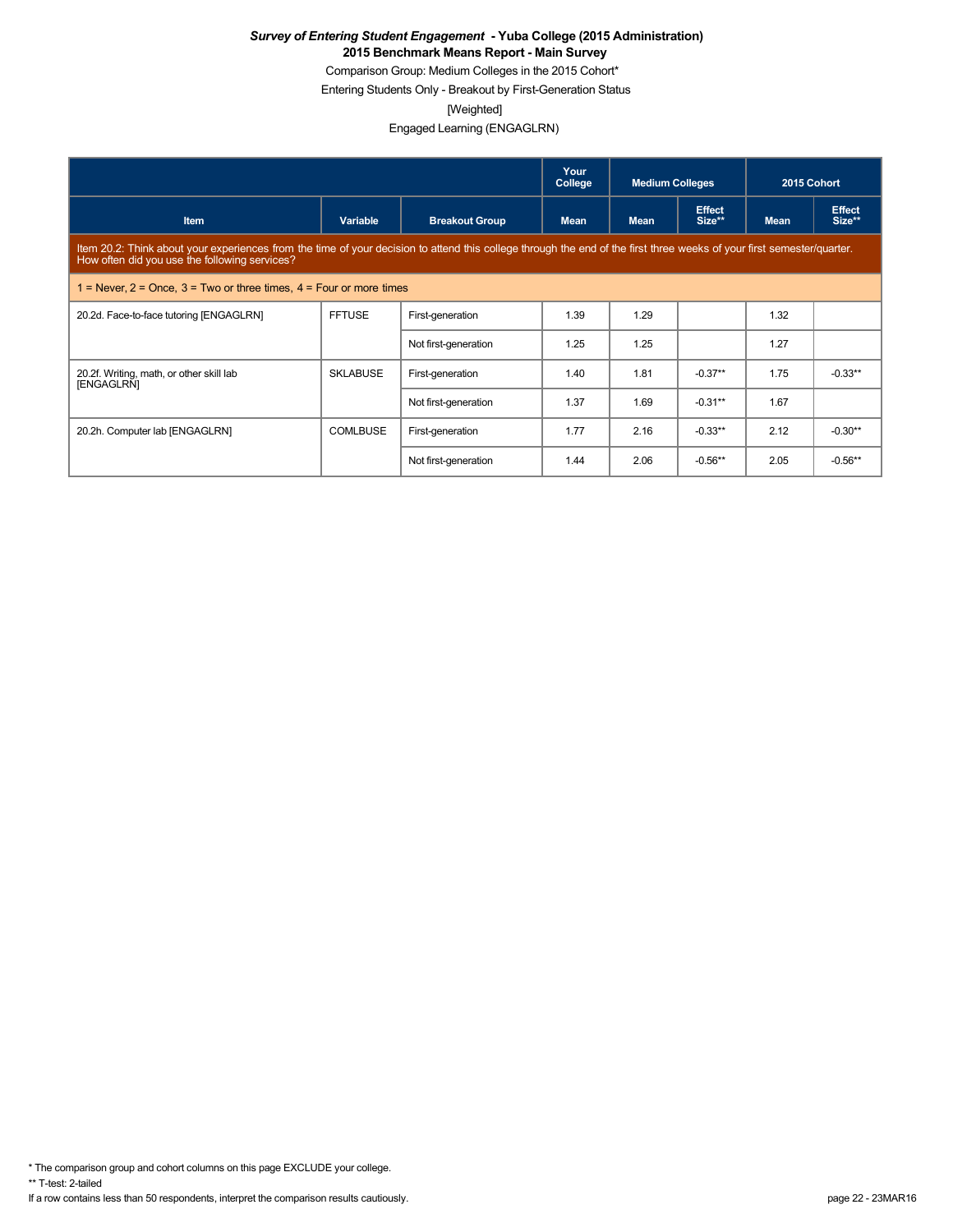***Survey of Entering Student Engagement* - Yuba College (2015 Administration)**

**2015 Benchmark Means Report - Main Survey**

Comparison Group: Medium Colleges in the 2015 Cohort*

Entering Students Only - Breakout by First-Generation Status

[Weighted]

Engaged Learning (ENGAGLRN)

| | | | Your College | Medium Colleges | | 2015 Cohort | |
|---|---|---|---|---|---|---|---|
| **Item** | **Variable** | **Breakout Group** | **Mean** | **Mean** | **Effect Size**** | **Mean** | **Effect Size**** |
| Item 20.2: Think about your experiences from the time of your decision to attend this college through the end of the first three weeks of your first semester/quarter. How often did you use the following services? | | | | | | | |
| 1 = Never, 2 = Once, 3 = Two or three times, 4 = Four or more times | | | | | | | |
| 20.2d. Face-to-face tutoring [ENGAGLRN] | FFTUSE | First-generation | 1.39 | 1.29 | | 1.32 | |
| | | Not first-generation | 1.25 | 1.25 | | 1.27 | |
| 20.2f. Writing, math, or other skill lab [ENGAGLRN] | SKLABUSE | First-generation | 1.40 | 1.81 | -0.37** | 1.75 | -0.33** |
| | | Not first-generation | 1.37 | 1.69 | -0.31** | 1.67 | |
| 20.2h. Computer lab [ENGAGLRN] | COMLBUSE | First-generation | 1.77 | 2.16 | -0.33** | 2.12 | -0.30** |
| | | Not first-generation | 1.44 | 2.06 | -0.56** | 2.05 | -0.56** |

* The comparison group and cohort columns on this page EXCLUDE your college.

** T-test: 2-tailed

If a row contains less than 50 respondents, interpret the comparison results cautiously.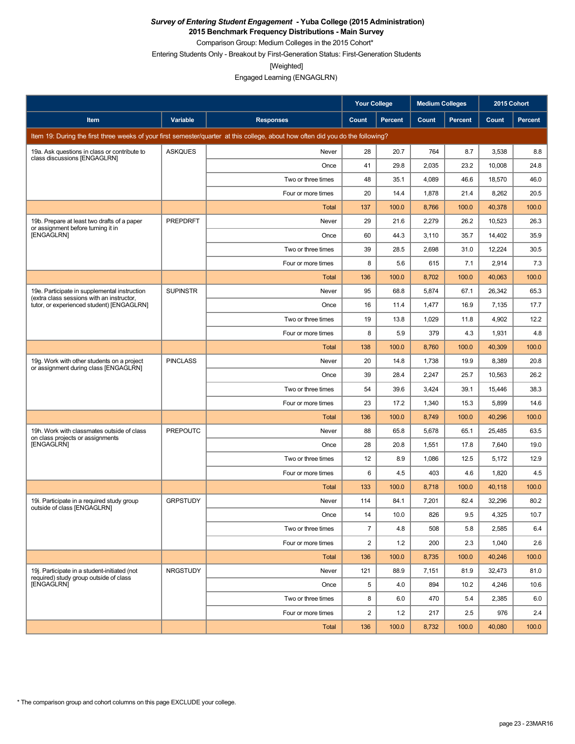***Survey of Entering Student Engagement* - Yuba College (2015 Administration)**
**2015 Benchmark Frequency Distributions - Main Survey**

Comparison Group: Medium Colleges in the 2015 Cohort*

Entering Students Only - Breakout by First-Generation Status: First-Generation Students

[Weighted]

Engaged Learning (ENGAGLRN)

| Item | Variable | Responses | Your College | | Medium Colleges | | 2015 Cohort | |
|---|---|---|---|---|---|---|---|---|
| | | | Count | Percent | Count | Percent | Count | Percent |
| Item 19: During the first three weeks of your first semester/quarter at this college, about how often did you do the following? | | | | | | | | |
| 19a. Ask questions in class or contribute to class discussions [ENGAGLRN] | ASKQUES | Never | 28 | 20.7 | 764 | 8.7 | 3,538 | 8.8 |
| | | Once | 41 | 29.8 | 2,035 | 23.2 | 10,008 | 24.8 |
| | | Two or three times | 48 | 35.1 | 4,089 | 46.6 | 18,570 | 46.0 |
| | | Four or more times | 20 | 14.4 | 1,878 | 21.4 | 8,262 | 20.5 |
| | | Total | 137 | 100.0 | 8,766 | 100.0 | 40,378 | 100.0 |
| 19b. Prepare at least two drafts of a paper or assignment before turning it in [ENGAGLRN] | PREPDRFT | Never | 29 | 21.6 | 2,279 | 26.2 | 10,523 | 26.3 |
| | | Once | 60 | 44.3 | 3,110 | 35.7 | 14,402 | 35.9 |
| | | Two or three times | 39 | 28.5 | 2,698 | 31.0 | 12,224 | 30.5 |
| | | Four or more times | 8 | 5.6 | 615 | 7.1 | 2,914 | 7.3 |
| | | Total | 136 | 100.0 | 8,702 | 100.0 | 40,063 | 100.0 |
| 19e. Participate in supplemental instruction (extra class sessions with an instructor, tutor, or experienced student) [ENGAGLRN] | SUPINSTR | Never | 95 | 68.8 | 5,874 | 67.1 | 26,342 | 65.3 |
| | | Once | 16 | 11.4 | 1,477 | 16.9 | 7,135 | 17.7 |
| | | Two or three times | 19 | 13.8 | 1,029 | 11.8 | 4,902 | 12.2 |
| | | Four or more times | 8 | 5.9 | 379 | 4.3 | 1,931 | 4.8 |
| | | Total | 138 | 100.0 | 8,760 | 100.0 | 40,309 | 100.0 |
| 19g. Work with other students on a project or assignment during class [ENGAGLRN] | PINCLASS | Never | 20 | 14.8 | 1,738 | 19.9 | 8,389 | 20.8 |
| | | Once | 39 | 28.4 | 2,247 | 25.7 | 10,563 | 26.2 |
| | | Two or three times | 54 | 39.6 | 3,424 | 39.1 | 15,446 | 38.3 |
| | | Four or more times | 23 | 17.2 | 1,340 | 15.3 | 5,899 | 14.6 |
| | | Total | 136 | 100.0 | 8,749 | 100.0 | 40,296 | 100.0 |
| 19h. Work with classmates outside of class on class projects or assignments [ENGAGLRN] | PREPOUTC | Never | 88 | 65.8 | 5,678 | 65.1 | 25,485 | 63.5 |
| | | Once | 28 | 20.8 | 1,551 | 17.8 | 7,640 | 19.0 |
| | | Two or three times | 12 | 8.9 | 1,086 | 12.5 | 5,172 | 12.9 |
| | | Four or more times | 6 | 4.5 | 403 | 4.6 | 1,820 | 4.5 |
| | | Total | 133 | 100.0 | 8,718 | 100.0 | 40,118 | 100.0 |
| 19i. Participate in a required study group outside of class [ENGAGLRN] | GRPSTUDY | Never | 114 | 84.1 | 7,201 | 82.4 | 32,296 | 80.2 |
| | | Once | 14 | 10.0 | 826 | 9.5 | 4,325 | 10.7 |
| | | Two or three times | 7 | 4.8 | 508 | 5.8 | 2,585 | 6.4 |
| | | Four or more times | 2 | 1.2 | 200 | 2.3 | 1,040 | 2.6 |
| | | Total | 136 | 100.0 | 8,735 | 100.0 | 40,246 | 100.0 |
| 19j. Participate in a student-initiated (not required) study group outside of class [ENGAGLRN] | NRGSTUDY | Never | 121 | 88.9 | 7,151 | 81.9 | 32,473 | 81.0 |
| | | Once | 5 | 4.0 | 894 | 10.2 | 4,246 | 10.6 |
| | | Two or three times | 8 | 6.0 | 470 | 5.4 | 2,385 | 6.0 |
| | | Four or more times | 2 | 1.2 | 217 | 2.5 | 976 | 2.4 |
| | | Total | 136 | 100.0 | 8,732 | 100.0 | 40,080 | 100.0 |

* The comparison group and cohort columns on this page EXCLUDE your college.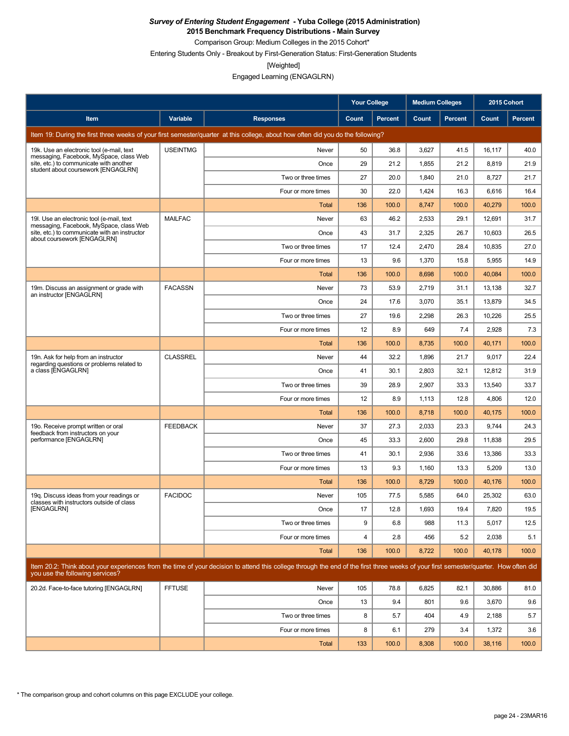***Survey of Entering Student Engagement* - Yuba College (2015 Administration)**
**2015 Benchmark Frequency Distributions - Main Survey**

Comparison Group: Medium Colleges in the 2015 Cohort*

Entering Students Only - Breakout by First-Generation Status: First-Generation Students

[Weighted]

Engaged Learning (ENGAGLRN)

| Item | Variable | Responses | Your College Count | Your College Percent | Medium Colleges Count | Medium Colleges Percent | 2015 Cohort Count | 2015 Cohort Percent |
|---|---|---|---|---|---|---|---|---|
| **Item 19: During the first three weeks of your first semester/quarter at this college, about how often did you do the following?** | | | | | | | | |
| 19k. Use an electronic tool (e-mail, text messaging, Facebook, MySpace, class Web site, etc.) to communicate with another student about coursework [ENGAGLRN] | USEINTMG | Never | 50 | 36.8 | 3,627 | 41.5 | 16,117 | 40.0 |
| | | Once | 29 | 21.2 | 1,855 | 21.2 | 8,819 | 21.9 |
| | | Two or three times | 27 | 20.0 | 1,840 | 21.0 | 8,727 | 21.7 |
| | | Four or more times | 30 | 22.0 | 1,424 | 16.3 | 6,616 | 16.4 |
| | | Total | 136 | 100.0 | 8,747 | 100.0 | 40,279 | 100.0 |
| 19l. Use an electronic tool (e-mail, text messaging, Facebook, MySpace, class Web site, etc.) to communicate with an instructor about coursework [ENGAGLRN] | MAILFAC | Never | 63 | 46.2 | 2,533 | 29.1 | 12,691 | 31.7 |
| | | Once | 43 | 31.7 | 2,325 | 26.7 | 10,603 | 26.5 |
| | | Two or three times | 17 | 12.4 | 2,470 | 28.4 | 10,835 | 27.0 |
| | | Four or more times | 13 | 9.6 | 1,370 | 15.8 | 5,955 | 14.9 |
| | | Total | 136 | 100.0 | 8,698 | 100.0 | 40,084 | 100.0 |
| 19m. Discuss an assignment or grade with an instructor [ENGAGLRN] | FACASSN | Never | 73 | 53.9 | 2,719 | 31.1 | 13,138 | 32.7 |
| | | Once | 24 | 17.6 | 3,070 | 35.1 | 13,879 | 34.5 |
| | | Two or three times | 27 | 19.6 | 2,298 | 26.3 | 10,226 | 25.5 |
| | | Four or more times | 12 | 8.9 | 649 | 7.4 | 2,928 | 7.3 |
| | | Total | 136 | 100.0 | 8,735 | 100.0 | 40,171 | 100.0 |
| 19n. Ask for help from an instructor regarding questions or problems related to a class [ENGAGLRN] | CLASSREL | Never | 44 | 32.2 | 1,896 | 21.7 | 9,017 | 22.4 |
| | | Once | 41 | 30.1 | 2,803 | 32.1 | 12,812 | 31.9 |
| | | Two or three times | 39 | 28.9 | 2,907 | 33.3 | 13,540 | 33.7 |
| | | Four or more times | 12 | 8.9 | 1,113 | 12.8 | 4,806 | 12.0 |
| | | Total | 136 | 100.0 | 8,718 | 100.0 | 40,175 | 100.0 |
| 19o. Receive prompt written or oral feedback from instructors on your performance [ENGAGLRN] | FEEDBACK | Never | 37 | 27.3 | 2,033 | 23.3 | 9,744 | 24.3 |
| | | Once | 45 | 33.3 | 2,600 | 29.8 | 11,838 | 29.5 |
| | | Two or three times | 41 | 30.1 | 2,936 | 33.6 | 13,386 | 33.3 |
| | | Four or more times | 13 | 9.3 | 1,160 | 13.3 | 5,209 | 13.0 |
| | | Total | 136 | 100.0 | 8,729 | 100.0 | 40,176 | 100.0 |
| 19q. Discuss ideas from your readings or classes with instructors outside of class [ENGAGLRN] | FACIDOC | Never | 105 | 77.5 | 5,585 | 64.0 | 25,302 | 63.0 |
| | | Once | 17 | 12.8 | 1,693 | 19.4 | 7,820 | 19.5 |
| | | Two or three times | 9 | 6.8 | 988 | 11.3 | 5,017 | 12.5 |
| | | Four or more times | 4 | 2.8 | 456 | 5.2 | 2,038 | 5.1 |
| | | Total | 136 | 100.0 | 8,722 | 100.0 | 40,178 | 100.0 |
| **Item 20.2: Think about your experiences from the time of your decision to attend this college through the end of the first three weeks of your first semester/quarter. How often did you use the following services?** | | | | | | | | |
| 20.2d. Face-to-face tutoring [ENGAGLRN] | FFTUSE | Never | 105 | 78.8 | 6,825 | 82.1 | 30,886 | 81.0 |
| | | Once | 13 | 9.4 | 801 | 9.6 | 3,670 | 9.6 |
| | | Two or three times | 8 | 5.7 | 404 | 4.9 | 2,188 | 5.7 |
| | | Four or more times | 8 | 6.1 | 279 | 3.4 | 1,372 | 3.6 |
| | | Total | 133 | 100.0 | 8,308 | 100.0 | 38,116 | 100.0 |

* The comparison group and cohort columns on this page EXCLUDE your college.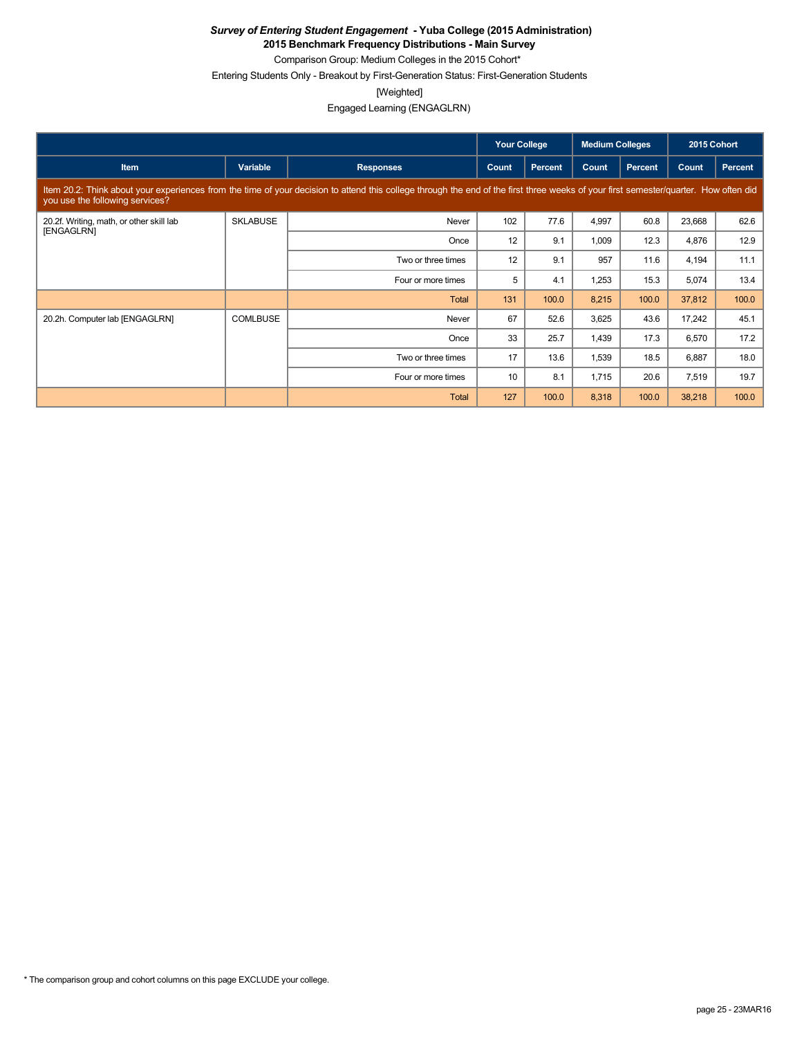***Survey of Entering Student Engagement* - Yuba College (2015 Administration)**
**2015 Benchmark Frequency Distributions - Main Survey**

Comparison Group: Medium Colleges in the 2015 Cohort*

Entering Students Only - Breakout by First-Generation Status: First-Generation Students

[Weighted]

Engaged Learning (ENGAGLRN)

| | | | Your College | | Medium Colleges | | 2015 Cohort | |
|---|---|---|---|---|---|---|---|---|
| **Item** | **Variable** | **Responses** | **Count** | **Percent** | **Count** | **Percent** | **Count** | **Percent** |
| Item 20.2: Think about your experiences from the time of your decision to attend this college through the end of the first three weeks of your first semester/quarter. How often did you use the following services? | | | | | | | | |
| 20.2f. Writing, math, or other skill lab [ENGAGLRN] | SKLABUSE | Never | 102 | 77.6 | 4,997 | 60.8 | 23,668 | 62.6 |
| | | Once | 12 | 9.1 | 1,009 | 12.3 | 4,876 | 12.9 |
| | | Two or three times | 12 | 9.1 | 957 | 11.6 | 4,194 | 11.1 |
| | | Four or more times | 5 | 4.1 | 1,253 | 15.3 | 5,074 | 13.4 |
| | | Total | 131 | 100.0 | 8,215 | 100.0 | 37,812 | 100.0 |
| 20.2h. Computer lab [ENGAGLRN] | COMLBUSE | Never | 67 | 52.6 | 3,625 | 43.6 | 17,242 | 45.1 |
| | | Once | 33 | 25.7 | 1,439 | 17.3 | 6,570 | 17.2 |
| | | Two or three times | 17 | 13.6 | 1,539 | 18.5 | 6,887 | 18.0 |
| | | Four or more times | 10 | 8.1 | 1,715 | 20.6 | 7,519 | 19.7 |
| | | Total | 127 | 100.0 | 8,318 | 100.0 | 38,218 | 100.0 |

* The comparison group and cohort columns on this page EXCLUDE your college.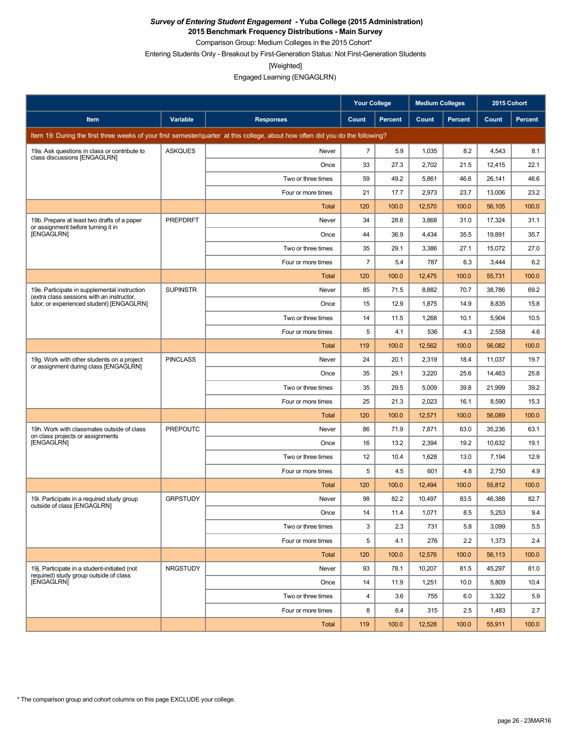***Survey of Entering Student Engagement* - Yuba College (2015 Administration)**
**2015 Benchmark Frequency Distributions - Main Survey**

Comparison Group: Medium Colleges in the 2015 Cohort*

Entering Students Only - Breakout by First-Generation Status: Not First-Generation Students

[Weighted]

Engaged Learning (ENGAGLRN)

| | | | Your College | | Medium Colleges | | 2015 Cohort | |
|---|---|---|---|---|---|---|---|---|
| **Item** | **Variable** | **Responses** | **Count** | **Percent** | **Count** | **Percent** | **Count** | **Percent** |
| Item 19: During the first three weeks of your first semester/quarter at this college, about how often did you do the following? | | | | | | | | |
| 19a. Ask questions in class or contribute to class discussions [ENGAGLRN] | ASKQUES | Never | 7 | 5.9 | 1,035 | 8.2 | 4,543 | 8.1 |
| | | Once | 33 | 27.3 | 2,702 | 21.5 | 12,415 | 22.1 |
| | | Two or three times | 59 | 49.2 | 5,861 | 46.6 | 26,141 | 46.6 |
| | | Four or more times | 21 | 17.7 | 2,973 | 23.7 | 13,006 | 23.2 |
| | | Total | 120 | 100.0 | 12,570 | 100.0 | 56,105 | 100.0 |
| 19b. Prepare at least two drafts of a paper or assignment before turning it in [ENGAGLRN] | PREPDRFT | Never | 34 | 28.6 | 3,868 | 31.0 | 17,324 | 31.1 |
| | | Once | 44 | 36.9 | 4,434 | 35.5 | 19,891 | 35.7 |
| | | Two or three times | 35 | 29.1 | 3,386 | 27.1 | 15,072 | 27.0 |
| | | Four or more times | 7 | 5.4 | 787 | 6.3 | 3,444 | 6.2 |
| | | Total | 120 | 100.0 | 12,475 | 100.0 | 55,731 | 100.0 |
| 19e. Participate in supplemental instruction (extra class sessions with an instructor, tutor, or experienced student) [ENGAGLRN] | SUPINSTR | Never | 85 | 71.5 | 8,882 | 70.7 | 38,786 | 69.2 |
| | | Once | 15 | 12.9 | 1,875 | 14.9 | 8,835 | 15.8 |
| | | Two or three times | 14 | 11.5 | 1,268 | 10.1 | 5,904 | 10.5 |
| | | Four or more times | 5 | 4.1 | 536 | 4.3 | 2,558 | 4.6 |
| | | Total | 119 | 100.0 | 12,562 | 100.0 | 56,082 | 100.0 |
| 19g. Work with other students on a project or assignment during class [ENGAGLRN] | PINCLASS | Never | 24 | 20.1 | 2,319 | 18.4 | 11,037 | 19.7 |
| | | Once | 35 | 29.1 | 3,220 | 25.6 | 14,463 | 25.8 |
| | | Two or three times | 35 | 29.5 | 5,009 | 39.8 | 21,999 | 39.2 |
| | | Four or more times | 25 | 21.3 | 2,023 | 16.1 | 8,590 | 15.3 |
| | | Total | 120 | 100.0 | 12,571 | 100.0 | 56,089 | 100.0 |
| 19h. Work with classmates outside of class on class projects or assignments [ENGAGLRN] | PREPOUTC | Never | 86 | 71.9 | 7,871 | 63.0 | 35,236 | 63.1 |
| | | Once | 16 | 13.2 | 2,394 | 19.2 | 10,632 | 19.1 |
| | | Two or three times | 12 | 10.4 | 1,628 | 13.0 | 7,194 | 12.9 |
| | | Four or more times | 5 | 4.5 | 601 | 4.8 | 2,750 | 4.9 |
| | | Total | 120 | 100.0 | 12,494 | 100.0 | 55,812 | 100.0 |
| 19i. Participate in a required study group outside of class [ENGAGLRN] | GRPSTUDY | Never | 98 | 82.2 | 10,497 | 83.5 | 46,388 | 82.7 |
| | | Once | 14 | 11.4 | 1,071 | 8.5 | 5,253 | 9.4 |
| | | Two or three times | 3 | 2.3 | 731 | 5.8 | 3,099 | 5.5 |
| | | Four or more times | 5 | 4.1 | 276 | 2.2 | 1,373 | 2.4 |
| | | Total | 120 | 100.0 | 12,576 | 100.0 | 56,113 | 100.0 |
| 19j. Participate in a student-initiated (not required) study group outside of class [ENGAGLRN] | NRGSTUDY | Never | 93 | 78.1 | 10,207 | 81.5 | 45,297 | 81.0 |
| | | Once | 14 | 11.9 | 1,251 | 10.0 | 5,809 | 10.4 |
| | | Two or three times | 4 | 3.6 | 755 | 6.0 | 3,322 | 5.9 |
| | | Four or more times | 8 | 6.4 | 315 | 2.5 | 1,483 | 2.7 |
| | | Total | 119 | 100.0 | 12,528 | 100.0 | 55,911 | 100.0 |

* The comparison group and cohort columns on this page EXCLUDE your college.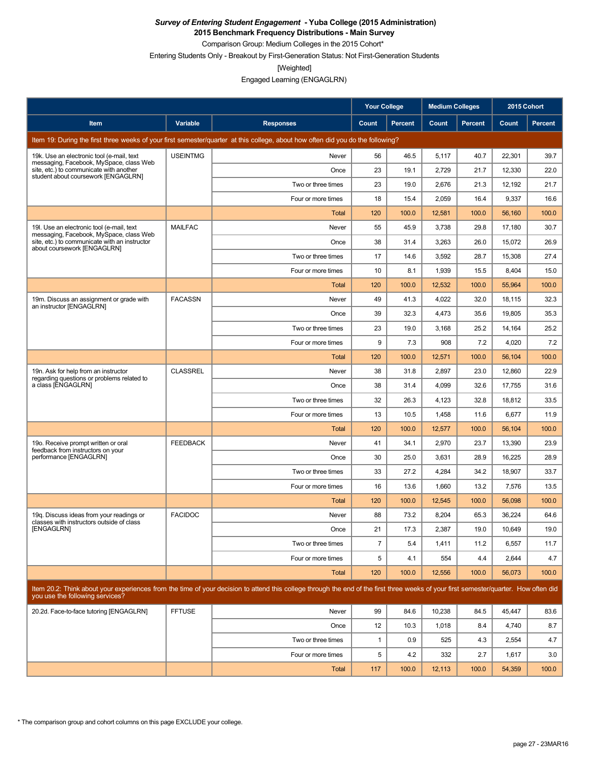***Survey of Entering Student Engagement* - Yuba College (2015 Administration)**

**2015 Benchmark Frequency Distributions - Main Survey**

Comparison Group: Medium Colleges in the 2015 Cohort*

Entering Students Only - Breakout by First-Generation Status: Not First-Generation Students

[Weighted]

Engaged Learning (ENGAGLRN)

| | | | Your College | | Medium Colleges | | 2015 Cohort | |
|---|---|---|---|---|---|---|---|---|
| **Item** | **Variable** | **Responses** | **Count** | **Percent** | **Count** | **Percent** | **Count** | **Percent** |
| Item 19: During the first three weeks of your first semester/quarter at this college, about how often did you do the following? | | | | | | | | |
| 19k. Use an electronic tool (e-mail, text messaging, Facebook, MySpace, class Web site, etc.) to communicate with another student about coursework [ENGAGLRN] | USEINTMG | Never | 56 | 46.5 | 5,117 | 40.7 | 22,301 | 39.7 |
| | | Once | 23 | 19.1 | 2,729 | 21.7 | 12,330 | 22.0 |
| | | Two or three times | 23 | 19.0 | 2,676 | 21.3 | 12,192 | 21.7 |
| | | Four or more times | 18 | 15.4 | 2,059 | 16.4 | 9,337 | 16.6 |
| | | Total | 120 | 100.0 | 12,581 | 100.0 | 56,160 | 100.0 |
| 19l. Use an electronic tool (e-mail, text messaging, Facebook, MySpace, class Web site, etc.) to communicate with an instructor about coursework [ENGAGLRN] | MAILFAC | Never | 55 | 45.9 | 3,738 | 29.8 | 17,180 | 30.7 |
| | | Once | 38 | 31.4 | 3,263 | 26.0 | 15,072 | 26.9 |
| | | Two or three times | 17 | 14.6 | 3,592 | 28.7 | 15,308 | 27.4 |
| | | Four or more times | 10 | 8.1 | 1,939 | 15.5 | 8,404 | 15.0 |
| | | Total | 120 | 100.0 | 12,532 | 100.0 | 55,964 | 100.0 |
| 19m. Discuss an assignment or grade with an instructor [ENGAGLRN] | FACASSN | Never | 49 | 41.3 | 4,022 | 32.0 | 18,115 | 32.3 |
| | | Once | 39 | 32.3 | 4,473 | 35.6 | 19,805 | 35.3 |
| | | Two or three times | 23 | 19.0 | 3,168 | 25.2 | 14,164 | 25.2 |
| | | Four or more times | 9 | 7.3 | 908 | 7.2 | 4,020 | 7.2 |
| | | Total | 120 | 100.0 | 12,571 | 100.0 | 56,104 | 100.0 |
| 19n. Ask for help from an instructor regarding questions or problems related to a class [ENGAGLRN] | CLASSREL | Never | 38 | 31.8 | 2,897 | 23.0 | 12,860 | 22.9 |
| | | Once | 38 | 31.4 | 4,099 | 32.6 | 17,755 | 31.6 |
| | | Two or three times | 32 | 26.3 | 4,123 | 32.8 | 18,812 | 33.5 |
| | | Four or more times | 13 | 10.5 | 1,458 | 11.6 | 6,677 | 11.9 |
| | | Total | 120 | 100.0 | 12,577 | 100.0 | 56,104 | 100.0 |
| 19o. Receive prompt written or oral feedback from instructors on your performance [ENGAGLRN] | FEEDBACK | Never | 41 | 34.1 | 2,970 | 23.7 | 13,390 | 23.9 |
| | | Once | 30 | 25.0 | 3,631 | 28.9 | 16,225 | 28.9 |
| | | Two or three times | 33 | 27.2 | 4,284 | 34.2 | 18,907 | 33.7 |
| | | Four or more times | 16 | 13.6 | 1,660 | 13.2 | 7,576 | 13.5 |
| | | Total | 120 | 100.0 | 12,545 | 100.0 | 56,098 | 100.0 |
| 19q. Discuss ideas from your readings or classes with instructors outside of class [ENGAGLRN] | FACIDOC | Never | 88 | 73.2 | 8,204 | 65.3 | 36,224 | 64.6 |
| | | Once | 21 | 17.3 | 2,387 | 19.0 | 10,649 | 19.0 |
| | | Two or three times | 7 | 5.4 | 1,411 | 11.2 | 6,557 | 11.7 |
| | | Four or more times | 5 | 4.1 | 554 | 4.4 | 2,644 | 4.7 |
| | | Total | 120 | 100.0 | 12,556 | 100.0 | 56,073 | 100.0 |
| Item 20.2: Think about your experiences from the time of your decision to attend this college through the end of the first three weeks of your first semester/quarter. How often did you use the following services? | | | | | | | | |
| 20.2d. Face-to-face tutoring [ENGAGLRN] | FFTUSE | Never | 99 | 84.6 | 10,238 | 84.5 | 45,447 | 83.6 |
| | | Once | 12 | 10.3 | 1,018 | 8.4 | 4,740 | 8.7 |
| | | Two or three times | 1 | 0.9 | 525 | 4.3 | 2,554 | 4.7 |
| | | Four or more times | 5 | 4.2 | 332 | 2.7 | 1,617 | 3.0 |
| | | Total | 117 | 100.0 | 12,113 | 100.0 | 54,359 | 100.0 |

\* The comparison group and cohort columns on this page EXCLUDE your college.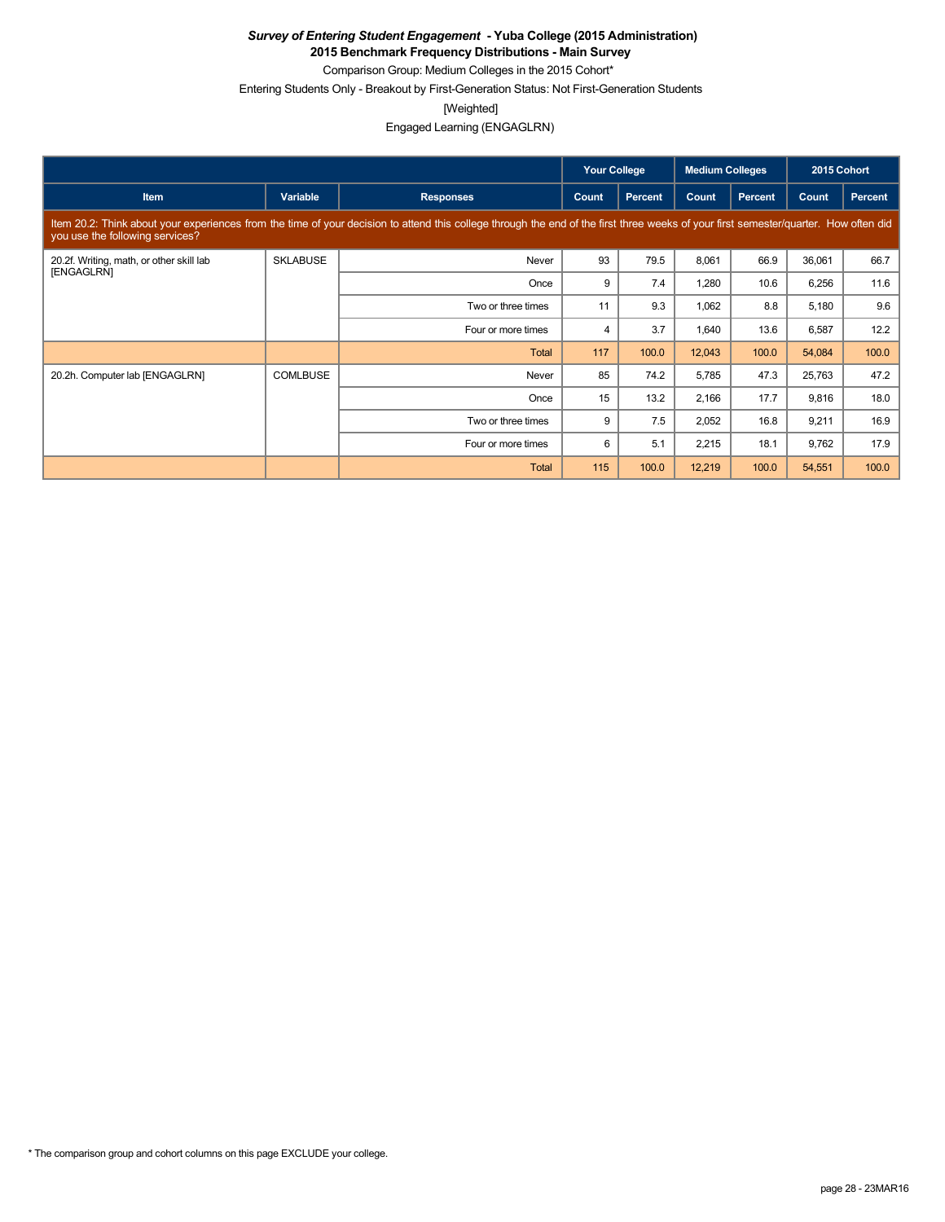***Survey of Entering Student Engagement* - Yuba College (2015 Administration)**

**2015 Benchmark Frequency Distributions - Main Survey**

Comparison Group: Medium Colleges in the 2015 Cohort*

Entering Students Only - Breakout by First-Generation Status: Not First-Generation Students

[Weighted]

Engaged Learning (ENGAGLRN)

| | | | Your College | | Medium Colleges | | 2015 Cohort | |
|---|---|---|---|---|---|---|---|---|
| Item | Variable | Responses | Count | Percent | Count | Percent | Count | Percent |
| Item 20.2: Think about your experiences from the time of your decision to attend this college through the end of the first three weeks of your first semester/quarter. How often did you use the following services? | | | | | | | | |
| 20.2f. Writing, math, or other skill lab [ENGAGLRN] | SKLABUSE | Never | 93 | 79.5 | 8,061 | 66.9 | 36,061 | 66.7 |
| | | Once | 9 | 7.4 | 1,280 | 10.6 | 6,256 | 11.6 |
| | | Two or three times | 11 | 9.3 | 1,062 | 8.8 | 5,180 | 9.6 |
| | | Four or more times | 4 | 3.7 | 1,640 | 13.6 | 6,587 | 12.2 |
| | | Total | 117 | 100.0 | 12,043 | 100.0 | 54,084 | 100.0 |
| 20.2h. Computer lab [ENGAGLRN] | COMLBUSE | Never | 85 | 74.2 | 5,785 | 47.3 | 25,763 | 47.2 |
| | | Once | 15 | 13.2 | 2,166 | 17.7 | 9,816 | 18.0 |
| | | Two or three times | 9 | 7.5 | 2,052 | 16.8 | 9,211 | 16.9 |
| | | Four or more times | 6 | 5.1 | 2,215 | 18.1 | 9,762 | 17.9 |
| | | Total | 115 | 100.0 | 12,219 | 100.0 | 54,551 | 100.0 |

* The comparison group and cohort columns on this page EXCLUDE your college.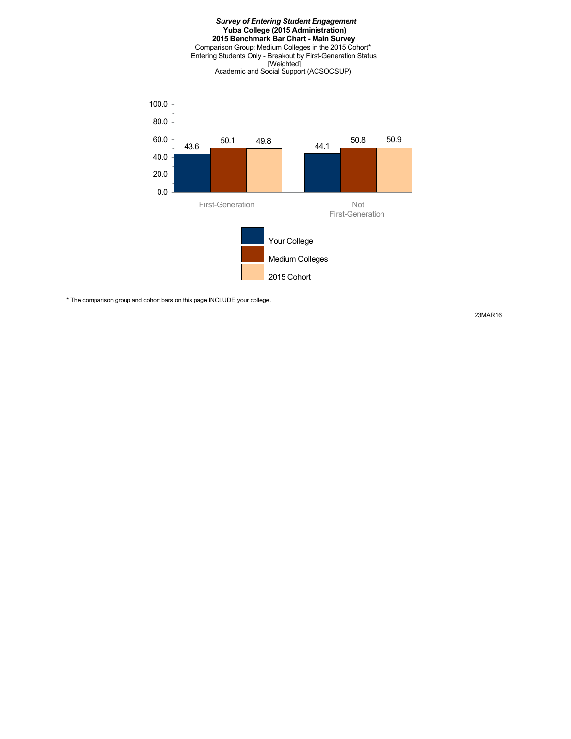***Survey of Entering Student Engagement***
**Yuba College (2015 Administration)**
**2015 Benchmark Bar Chart - Main Survey**
Comparison Group: Medium Colleges in the 2015 Cohort*
Entering Students Only - Breakout by First-Generation Status
[Weighted]
Academic and Social Support (ACSOCSUP)

| | Your College | Medium Colleges | 2015 Cohort |
|---|---|---|---|
| First-Generation | 43.6 | 50.1 | 49.8 |
| Not First-Generation | 44.1 | 50.8 | 50.9 |

* The comparison group and cohort bars on this page INCLUDE your college.

23MAR16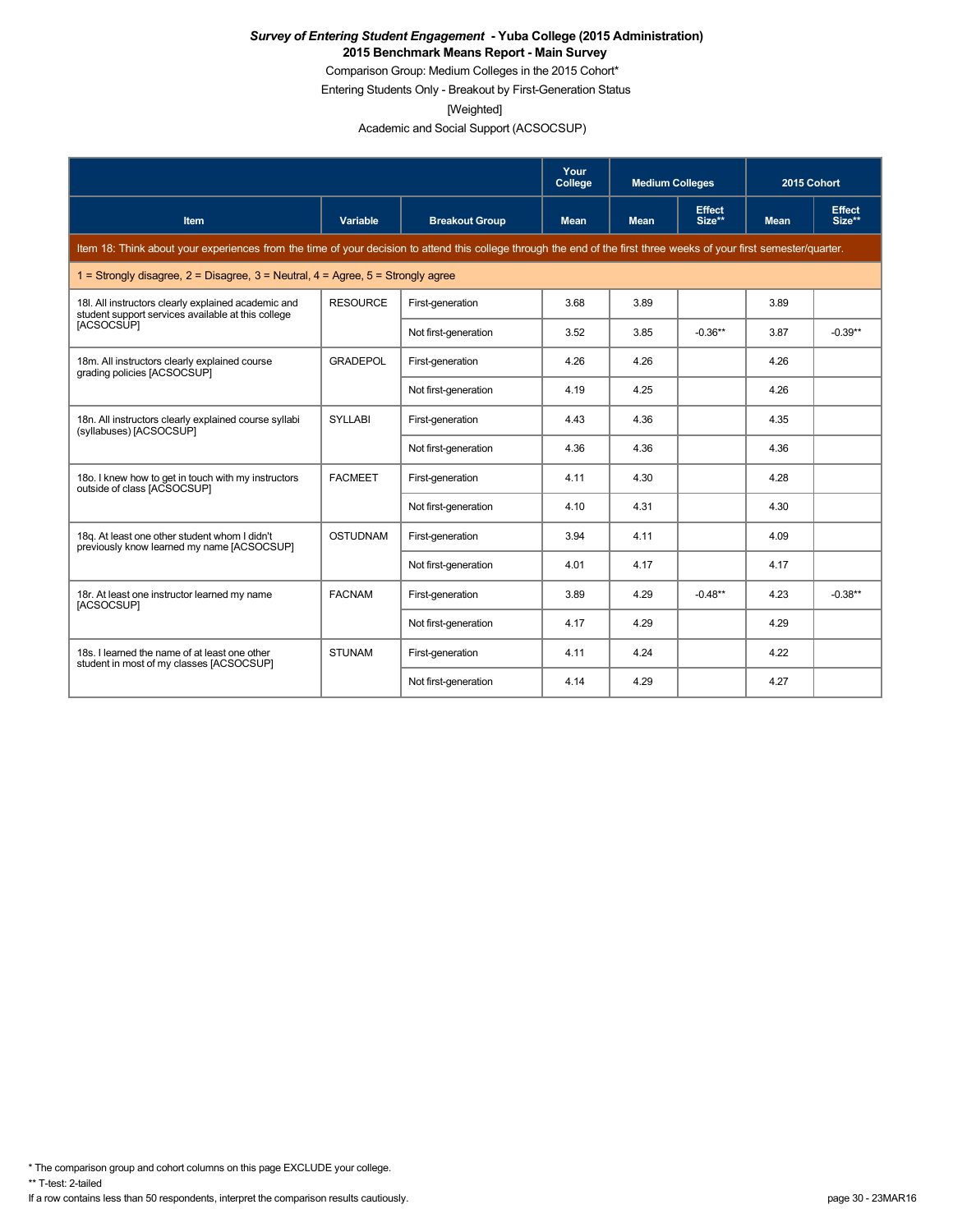***Survey of Entering Student Engagement* - Yuba College (2015 Administration)**
**2015 Benchmark Means Report - Main Survey**

Comparison Group: Medium Colleges in the 2015 Cohort*

Entering Students Only - Breakout by First-Generation Status

[Weighted]

Academic and Social Support (ACSOCSUP)

| | | | Your College | Medium Colleges | | 2015 Cohort | |
|---|---|---|---|---|---|---|---|
| **Item** | **Variable** | **Breakout Group** | **Mean** | **Mean** | **Effect Size**** | **Mean** | **Effect Size**** |
| Item 18: Think about your experiences from the time of your decision to attend this college through the end of the first three weeks of your first semester/quarter. | | | | | | | |
| 1 = Strongly disagree, 2 = Disagree, 3 = Neutral, 4 = Agree, 5 = Strongly agree | | | | | | | |
| 18l. All instructors clearly explained academic and student support services available at this college [ACSOCSUP] | RESOURCE | First-generation | 3.68 | 3.89 | | 3.89 | |
| | | Not first-generation | 3.52 | 3.85 | -0.36** | 3.87 | -0.39** |
| 18m. All instructors clearly explained course grading policies [ACSOCSUP] | GRADEPOL | First-generation | 4.26 | 4.26 | | 4.26 | |
| | | Not first-generation | 4.19 | 4.25 | | 4.26 | |
| 18n. All instructors clearly explained course syllabi (syllabuses) [ACSOCSUP] | SYLLABI | First-generation | 4.43 | 4.36 | | 4.35 | |
| | | Not first-generation | 4.36 | 4.36 | | 4.36 | |
| 18o. I knew how to get in touch with my instructors outside of class [ACSOCSUP] | FACMEET | First-generation | 4.11 | 4.30 | | 4.28 | |
| | | Not first-generation | 4.10 | 4.31 | | 4.30 | |
| 18q. At least one other student whom I didn't previously know learned my name [ACSOCSUP] | OSTUDNAM | First-generation | 3.94 | 4.11 | | 4.09 | |
| | | Not first-generation | 4.01 | 4.17 | | 4.17 | |
| 18r. At least one instructor learned my name [ACSOCSUP] | FACNAM | First-generation | 3.89 | 4.29 | -0.48** | 4.23 | -0.38** |
| | | Not first-generation | 4.17 | 4.29 | | 4.29 | |
| 18s. I learned the name of at least one other student in most of my classes [ACSOCSUP] | STUNAM | First-generation | 4.11 | 4.24 | | 4.22 | |
| | | Not first-generation | 4.14 | 4.29 | | 4.27 | |

* The comparison group and cohort columns on this page EXCLUDE your college.

** T-test: 2-tailed

If a row contains less than 50 respondents, interpret the comparison results cautiously.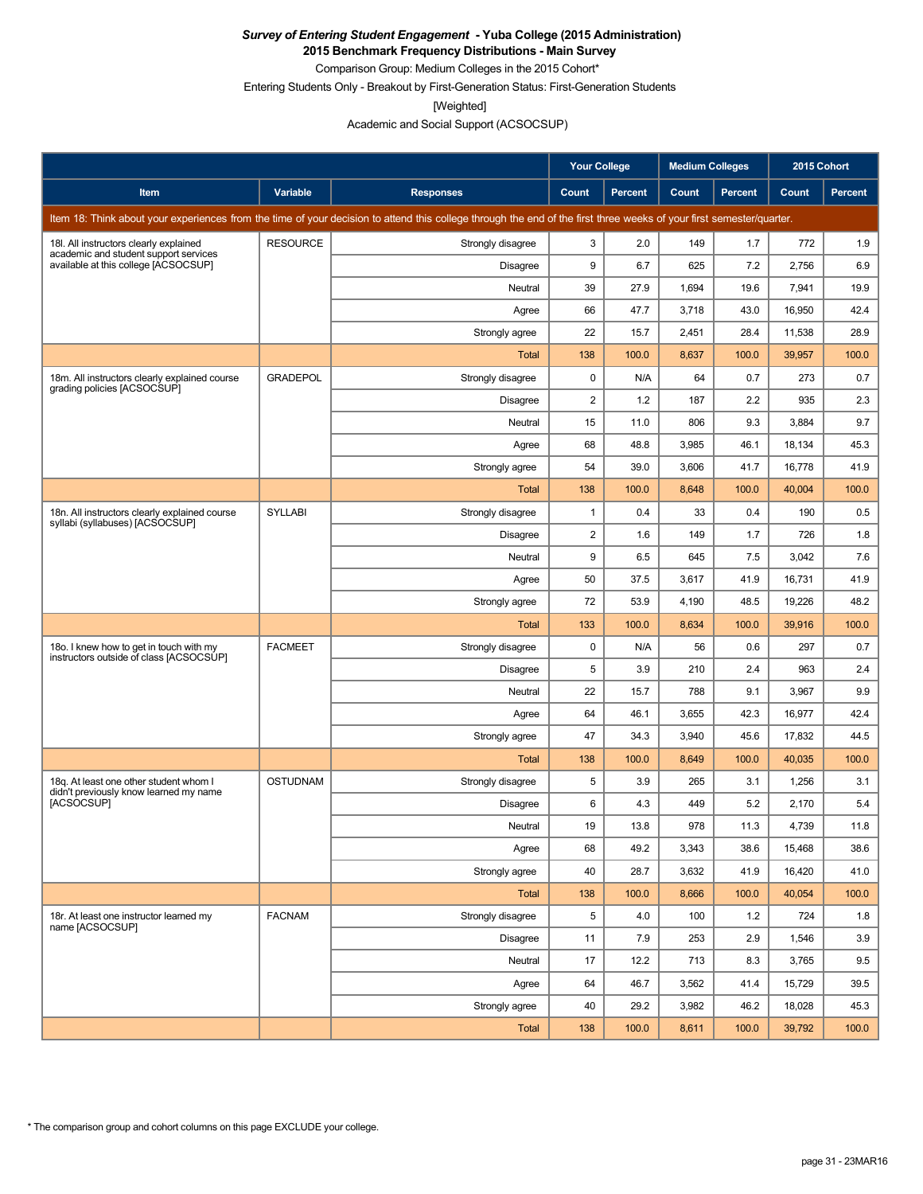***Survey of Entering Student Engagement* - Yuba College (2015 Administration)**
**2015 Benchmark Frequency Distributions - Main Survey**

Comparison Group: Medium Colleges in the 2015 Cohort*

Entering Students Only - Breakout by First-Generation Status: First-Generation Students

[Weighted]

Academic and Social Support (ACSOCSUP)

| Item | Variable | Responses | Your College Count | Your College Percent | Medium Colleges Count | Medium Colleges Percent | 2015 Cohort Count | 2015 Cohort Percent |
|---|---|---|---|---|---|---|---|---|
| Item 18: Think about your experiences from the time of your decision to attend this college through the end of the first three weeks of your first semester/quarter. | | | | | | | | |
| 18l. All instructors clearly explained academic and student support services available at this college [ACSOCSUP] | RESOURCE | Strongly disagree | 3 | 2.0 | 149 | 1.7 | 772 | 1.9 |
| | | Disagree | 9 | 6.7 | 625 | 7.2 | 2,756 | 6.9 |
| | | Neutral | 39 | 27.9 | 1,694 | 19.6 | 7,941 | 19.9 |
| | | Agree | 66 | 47.7 | 3,718 | 43.0 | 16,950 | 42.4 |
| | | Strongly agree | 22 | 15.7 | 2,451 | 28.4 | 11,538 | 28.9 |
| | | Total | 138 | 100.0 | 8,637 | 100.0 | 39,957 | 100.0 |
| 18m. All instructors clearly explained course grading policies [ACSOCSUP] | GRADEPOL | Strongly disagree | 0 | N/A | 64 | 0.7 | 273 | 0.7 |
| | | Disagree | 2 | 1.2 | 187 | 2.2 | 935 | 2.3 |
| | | Neutral | 15 | 11.0 | 806 | 9.3 | 3,884 | 9.7 |
| | | Agree | 68 | 48.8 | 3,985 | 46.1 | 18,134 | 45.3 |
| | | Strongly agree | 54 | 39.0 | 3,606 | 41.7 | 16,778 | 41.9 |
| | | Total | 138 | 100.0 | 8,648 | 100.0 | 40,004 | 100.0 |
| 18n. All instructors clearly explained course syllabi (syllabuses) [ACSOCSUP] | SYLLABI | Strongly disagree | 1 | 0.4 | 33 | 0.4 | 190 | 0.5 |
| | | Disagree | 2 | 1.6 | 149 | 1.7 | 726 | 1.8 |
| | | Neutral | 9 | 6.5 | 645 | 7.5 | 3,042 | 7.6 |
| | | Agree | 50 | 37.5 | 3,617 | 41.9 | 16,731 | 41.9 |
| | | Strongly agree | 72 | 53.9 | 4,190 | 48.5 | 19,226 | 48.2 |
| | | Total | 133 | 100.0 | 8,634 | 100.0 | 39,916 | 100.0 |
| 18o. I knew how to get in touch with my instructors outside of class [ACSOCSUP] | FACMEET | Strongly disagree | 0 | N/A | 56 | 0.6 | 297 | 0.7 |
| | | Disagree | 5 | 3.9 | 210 | 2.4 | 963 | 2.4 |
| | | Neutral | 22 | 15.7 | 788 | 9.1 | 3,967 | 9.9 |
| | | Agree | 64 | 46.1 | 3,655 | 42.3 | 16,977 | 42.4 |
| | | Strongly agree | 47 | 34.3 | 3,940 | 45.6 | 17,832 | 44.5 |
| | | Total | 138 | 100.0 | 8,649 | 100.0 | 40,035 | 100.0 |
| 18q. At least one other student whom I didn't previously know learned my name [ACSOCSUP] | OSTUDNAM | Strongly disagree | 5 | 3.9 | 265 | 3.1 | 1,256 | 3.1 |
| | | Disagree | 6 | 4.3 | 449 | 5.2 | 2,170 | 5.4 |
| | | Neutral | 19 | 13.8 | 978 | 11.3 | 4,739 | 11.8 |
| | | Agree | 68 | 49.2 | 3,343 | 38.6 | 15,468 | 38.6 |
| | | Strongly agree | 40 | 28.7 | 3,632 | 41.9 | 16,420 | 41.0 |
| | | Total | 138 | 100.0 | 8,666 | 100.0 | 40,054 | 100.0 |
| 18r. At least one instructor learned my name [ACSOCSUP] | FACNAM | Strongly disagree | 5 | 4.0 | 100 | 1.2 | 724 | 1.8 |
| | | Disagree | 11 | 7.9 | 253 | 2.9 | 1,546 | 3.9 |
| | | Neutral | 17 | 12.2 | 713 | 8.3 | 3,765 | 9.5 |
| | | Agree | 64 | 46.7 | 3,562 | 41.4 | 15,729 | 39.5 |
| | | Strongly agree | 40 | 29.2 | 3,982 | 46.2 | 18,028 | 45.3 |
| | | Total | 138 | 100.0 | 8,611 | 100.0 | 39,792 | 100.0 |

\* The comparison group and cohort columns on this page EXCLUDE your college.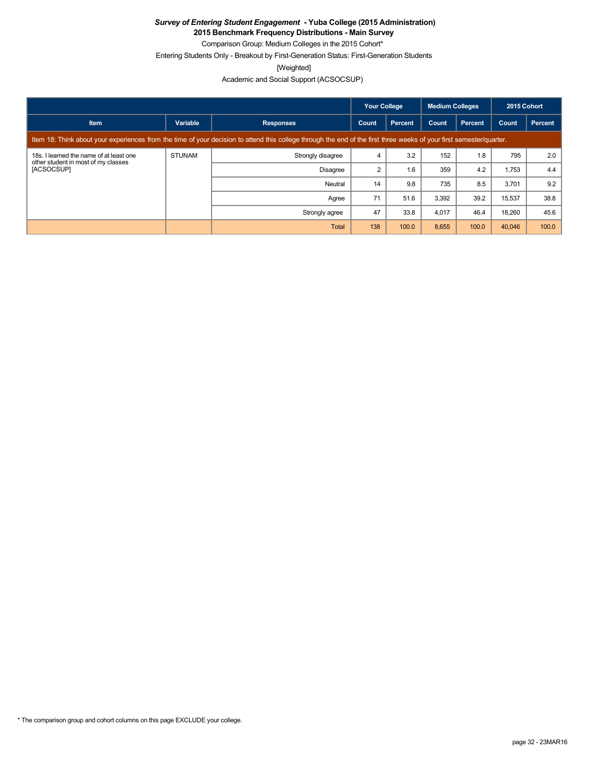***Survey of Entering Student Engagement* - Yuba College (2015 Administration)**

**2015 Benchmark Frequency Distributions - Main Survey**

Comparison Group: Medium Colleges in the 2015 Cohort*

Entering Students Only - Breakout by First-Generation Status: First-Generation Students

[Weighted]

Academic and Social Support (ACSOCSUP)

| | | | Your College | | Medium Colleges | | 2015 Cohort | |
|---|---|---|---|---|---|---|---|---|
| **Item** | **Variable** | **Responses** | **Count** | **Percent** | **Count** | **Percent** | **Count** | **Percent** |
| Item 18: Think about your experiences from the time of your decision to attend this college through the end of the first three weeks of your first semester/quarter. | | | | | | | | |
| 18s. I learned the name of at least one other student in most of my classes [ACSOCSUP] | STUNAM | Strongly disagree | 4 | 3.2 | 152 | 1.8 | 795 | 2.0 |
| | | Disagree | 2 | 1.6 | 359 | 4.2 | 1,753 | 4.4 |
| | | Neutral | 14 | 9.8 | 735 | 8.5 | 3,701 | 9.2 |
| | | Agree | 71 | 51.6 | 3,392 | 39.2 | 15,537 | 38.8 |
| | | Strongly agree | 47 | 33.8 | 4,017 | 46.4 | 18,260 | 45.6 |
| | | Total | 138 | 100.0 | 8,655 | 100.0 | 40,046 | 100.0 |

* The comparison group and cohort columns on this page EXCLUDE your college.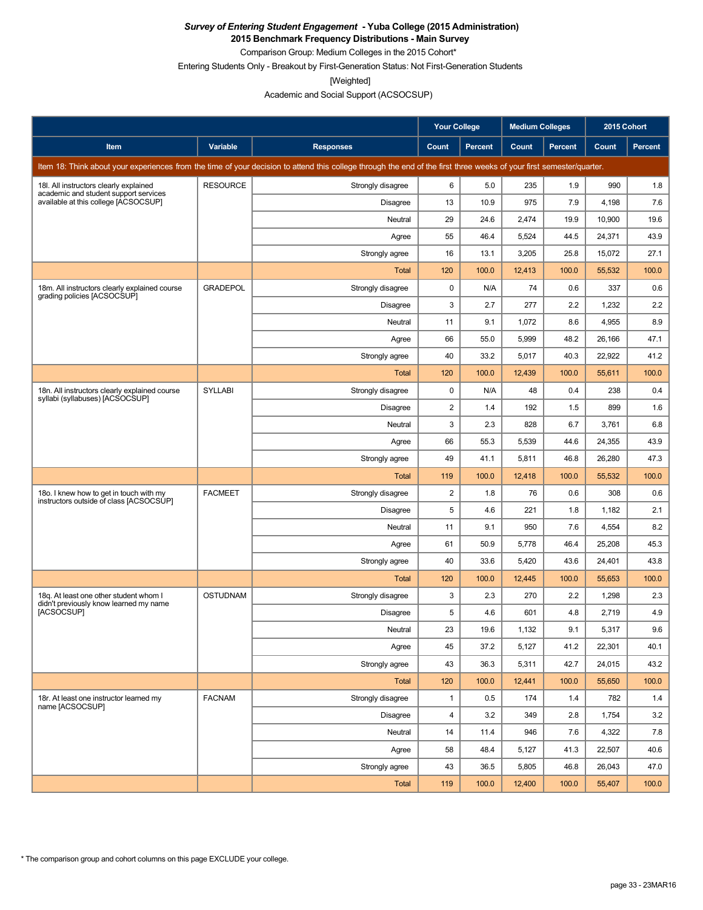***Survey of Entering Student Engagement* - Yuba College (2015 Administration)**
**2015 Benchmark Frequency Distributions - Main Survey**

Comparison Group: Medium Colleges in the 2015 Cohort*

Entering Students Only - Breakout by First-Generation Status: Not First-Generation Students

[Weighted]

Academic and Social Support (ACSOCSUP)

| | | | Your College | | Medium Colleges | | 2015 Cohort | |
|---|---|---|---|---|---|---|---|---|
| **Item** | **Variable** | **Responses** | **Count** | **Percent** | **Count** | **Percent** | **Count** | **Percent** |
| Item 18: Think about your experiences from the time of your decision to attend this college through the end of the first three weeks of your first semester/quarter. | | | | | | | | |
| 18l. All instructors clearly explained academic and student support services available at this college [ACSOCSUP] | RESOURCE | Strongly disagree | 6 | 5.0 | 235 | 1.9 | 990 | 1.8 |
| | | Disagree | 13 | 10.9 | 975 | 7.9 | 4,198 | 7.6 |
| | | Neutral | 29 | 24.6 | 2,474 | 19.9 | 10,900 | 19.6 |
| | | Agree | 55 | 46.4 | 5,524 | 44.5 | 24,371 | 43.9 |
| | | Strongly agree | 16 | 13.1 | 3,205 | 25.8 | 15,072 | 27.1 |
| | | Total | 120 | 100.0 | 12,413 | 100.0 | 55,532 | 100.0 |
| 18m. All instructors clearly explained course grading policies [ACSOCSUP] | GRADEPOL | Strongly disagree | 0 | N/A | 74 | 0.6 | 337 | 0.6 |
| | | Disagree | 3 | 2.7 | 277 | 2.2 | 1,232 | 2.2 |
| | | Neutral | 11 | 9.1 | 1,072 | 8.6 | 4,955 | 8.9 |
| | | Agree | 66 | 55.0 | 5,999 | 48.2 | 26,166 | 47.1 |
| | | Strongly agree | 40 | 33.2 | 5,017 | 40.3 | 22,922 | 41.2 |
| | | Total | 120 | 100.0 | 12,439 | 100.0 | 55,611 | 100.0 |
| 18n. All instructors clearly explained course syllabi (syllabuses) [ACSOCSUP] | SYLLABI | Strongly disagree | 0 | N/A | 48 | 0.4 | 238 | 0.4 |
| | | Disagree | 2 | 1.4 | 192 | 1.5 | 899 | 1.6 |
| | | Neutral | 3 | 2.3 | 828 | 6.7 | 3,761 | 6.8 |
| | | Agree | 66 | 55.3 | 5,539 | 44.6 | 24,355 | 43.9 |
| | | Strongly agree | 49 | 41.1 | 5,811 | 46.8 | 26,280 | 47.3 |
| | | Total | 119 | 100.0 | 12,418 | 100.0 | 55,532 | 100.0 |
| 18o. I knew how to get in touch with my instructors outside of class [ACSOCSUP] | FACMEET | Strongly disagree | 2 | 1.8 | 76 | 0.6 | 308 | 0.6 |
| | | Disagree | 5 | 4.6 | 221 | 1.8 | 1,182 | 2.1 |
| | | Neutral | 11 | 9.1 | 950 | 7.6 | 4,554 | 8.2 |
| | | Agree | 61 | 50.9 | 5,778 | 46.4 | 25,208 | 45.3 |
| | | Strongly agree | 40 | 33.6 | 5,420 | 43.6 | 24,401 | 43.8 |
| | | Total | 120 | 100.0 | 12,445 | 100.0 | 55,653 | 100.0 |
| 18q. At least one other student whom I didn't previously know learned my name [ACSOCSUP] | OSTUDNAM | Strongly disagree | 3 | 2.3 | 270 | 2.2 | 1,298 | 2.3 |
| | | Disagree | 5 | 4.6 | 601 | 4.8 | 2,719 | 4.9 |
| | | Neutral | 23 | 19.6 | 1,132 | 9.1 | 5,317 | 9.6 |
| | | Agree | 45 | 37.2 | 5,127 | 41.2 | 22,301 | 40.1 |
| | | Strongly agree | 43 | 36.3 | 5,311 | 42.7 | 24,015 | 43.2 |
| | | Total | 120 | 100.0 | 12,441 | 100.0 | 55,650 | 100.0 |
| 18r. At least one instructor learned my name [ACSOCSUP] | FACNAM | Strongly disagree | 1 | 0.5 | 174 | 1.4 | 782 | 1.4 |
| | | Disagree | 4 | 3.2 | 349 | 2.8 | 1,754 | 3.2 |
| | | Neutral | 14 | 11.4 | 946 | 7.6 | 4,322 | 7.8 |
| | | Agree | 58 | 48.4 | 5,127 | 41.3 | 22,507 | 40.6 |
| | | Strongly agree | 43 | 36.5 | 5,805 | 46.8 | 26,043 | 47.0 |
| | | Total | 119 | 100.0 | 12,400 | 100.0 | 55,407 | 100.0 |

\* The comparison group and cohort columns on this page EXCLUDE your college.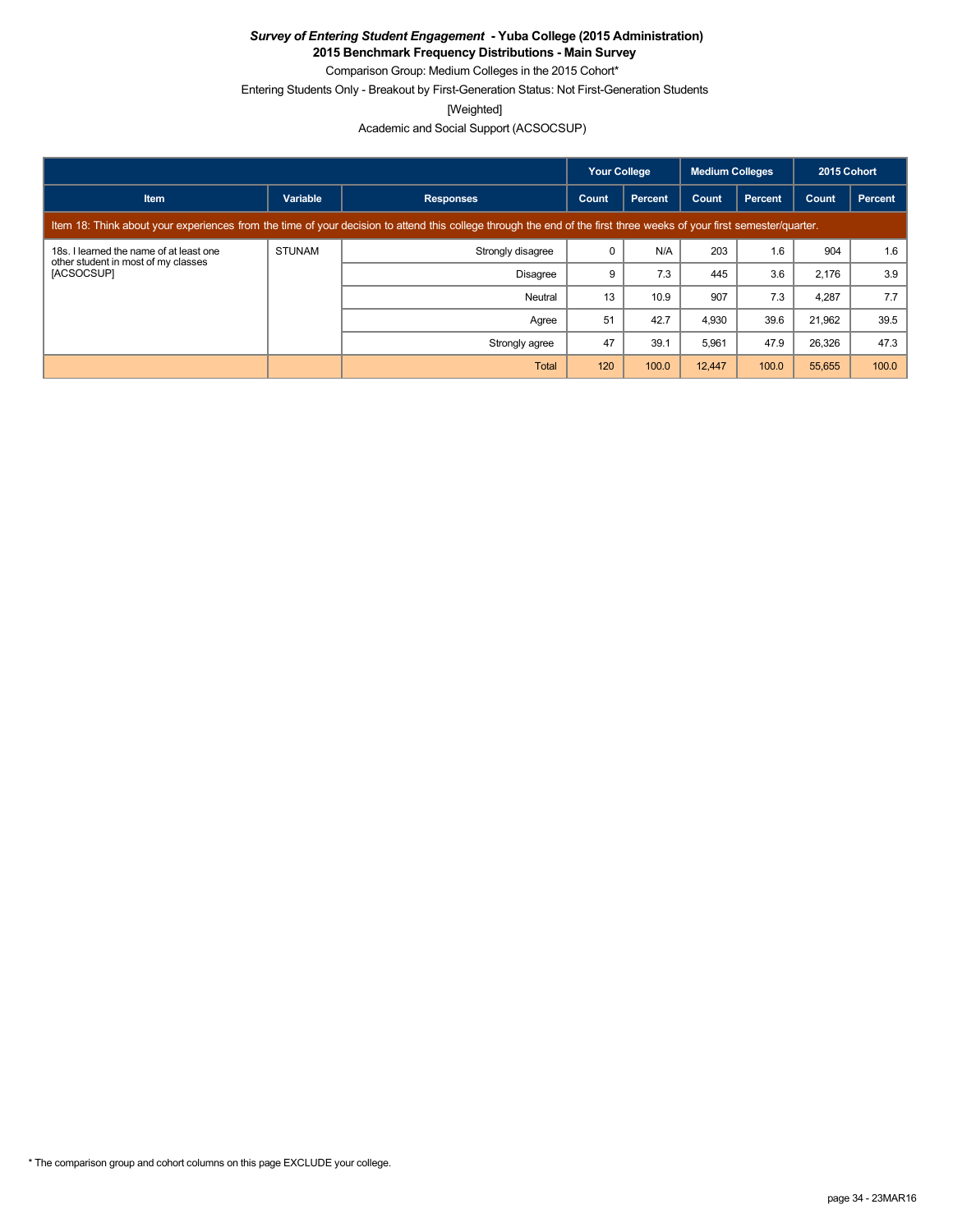***Survey of Entering Student Engagement* - Yuba College (2015 Administration)**

**2015 Benchmark Frequency Distributions - Main Survey**

Comparison Group: Medium Colleges in the 2015 Cohort*

Entering Students Only - Breakout by First-Generation Status: Not First-Generation Students

[Weighted]

Academic and Social Support (ACSOCSUP)

| | | | Your College | | Medium Colleges | | 2015 Cohort | |
|---|---|---|---|---|---|---|---|---|
| **Item** | **Variable** | **Responses** | **Count** | **Percent** | **Count** | **Percent** | **Count** | **Percent** |
| Item 18: Think about your experiences from the time of your decision to attend this college through the end of the first three weeks of your first semester/quarter. | | | | | | | | |
| 18s. I learned the name of at least one other student in most of my classes [ACSOCSUP] | STUNAM | Strongly disagree | 0 | N/A | 203 | 1.6 | 904 | 1.6 |
| | | Disagree | 9 | 7.3 | 445 | 3.6 | 2,176 | 3.9 |
| | | Neutral | 13 | 10.9 | 907 | 7.3 | 4,287 | 7.7 |
| | | Agree | 51 | 42.7 | 4,930 | 39.6 | 21,962 | 39.5 |
| | | Strongly agree | 47 | 39.1 | 5,961 | 47.9 | 26,326 | 47.3 |
| | | Total | 120 | 100.0 | 12,447 | 100.0 | 55,655 | 100.0 |

* The comparison group and cohort columns on this page EXCLUDE your college.